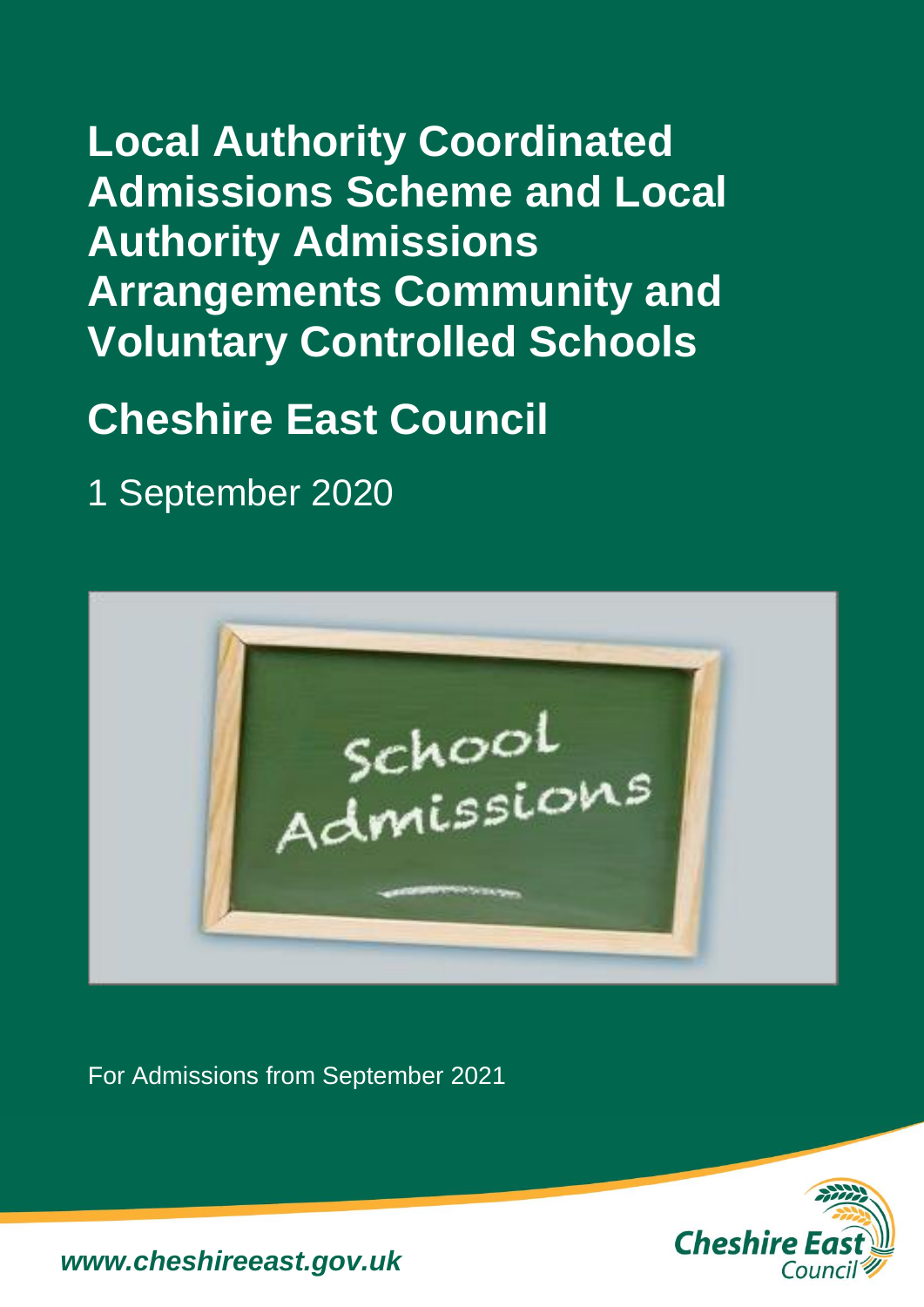# Local Authority Coordinated Admissions Scheme and Local Authority Admissions Arrangements Community and Voluntary Controlled Schools

## Cheshire East Council

1 September 2020

For Admissions from September 2021

***www.cheshireeast.gov.uk***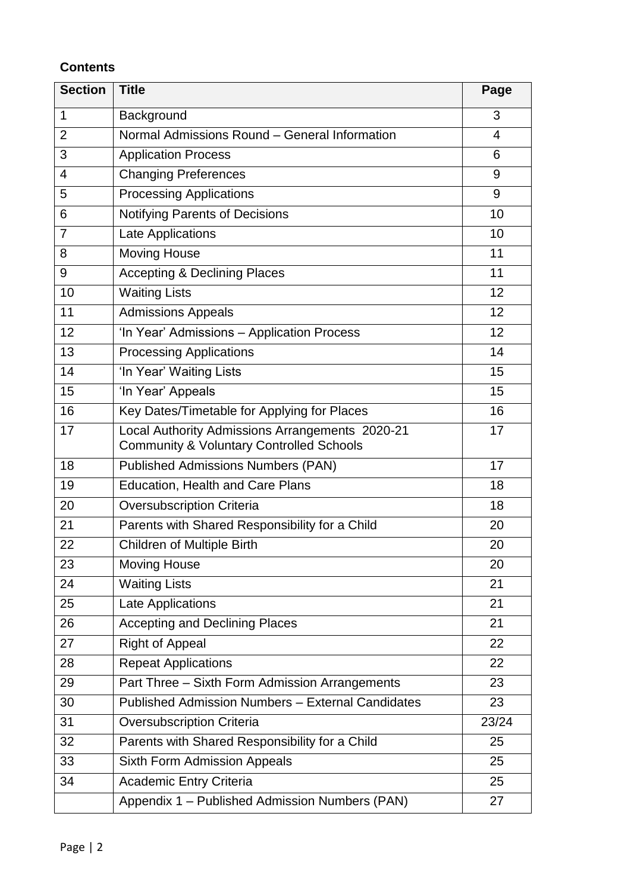**Contents**

| Section | Title | Page |
|---|---|---|
| 1 | Background | 3 |
| 2 | Normal Admissions Round – General Information | 4 |
| 3 | Application Process | 6 |
| 4 | Changing Preferences | 9 |
| 5 | Processing Applications | 9 |
| 6 | Notifying Parents of Decisions | 10 |
| 7 | Late Applications | 10 |
| 8 | Moving House | 11 |
| 9 | Accepting & Declining Places | 11 |
| 10 | Waiting Lists | 12 |
| 11 | Admissions Appeals | 12 |
| 12 | 'In Year' Admissions – Application Process | 12 |
| 13 | Processing Applications | 14 |
| 14 | 'In Year' Waiting Lists | 15 |
| 15 | 'In Year' Appeals | 15 |
| 16 | Key Dates/Timetable for Applying for Places | 16 |
| 17 | Local Authority Admissions Arrangements 2020-21 Community & Voluntary Controlled Schools | 17 |
| 18 | Published Admissions Numbers (PAN) | 17 |
| 19 | Education, Health and Care Plans | 18 |
| 20 | Oversubscription Criteria | 18 |
| 21 | Parents with Shared Responsibility for a Child | 20 |
| 22 | Children of Multiple Birth | 20 |
| 23 | Moving House | 20 |
| 24 | Waiting Lists | 21 |
| 25 | Late Applications | 21 |
| 26 | Accepting and Declining Places | 21 |
| 27 | Right of Appeal | 22 |
| 28 | Repeat Applications | 22 |
| 29 | Part Three – Sixth Form Admission Arrangements | 23 |
| 30 | Published Admission Numbers – External Candidates | 23 |
| 31 | Oversubscription Criteria | 23/24 |
| 32 | Parents with Shared Responsibility for a Child | 25 |
| 33 | Sixth Form Admission Appeals | 25 |
| 34 | Academic Entry Criteria | 25 |
| | Appendix 1 – Published Admission Numbers (PAN) | 27 |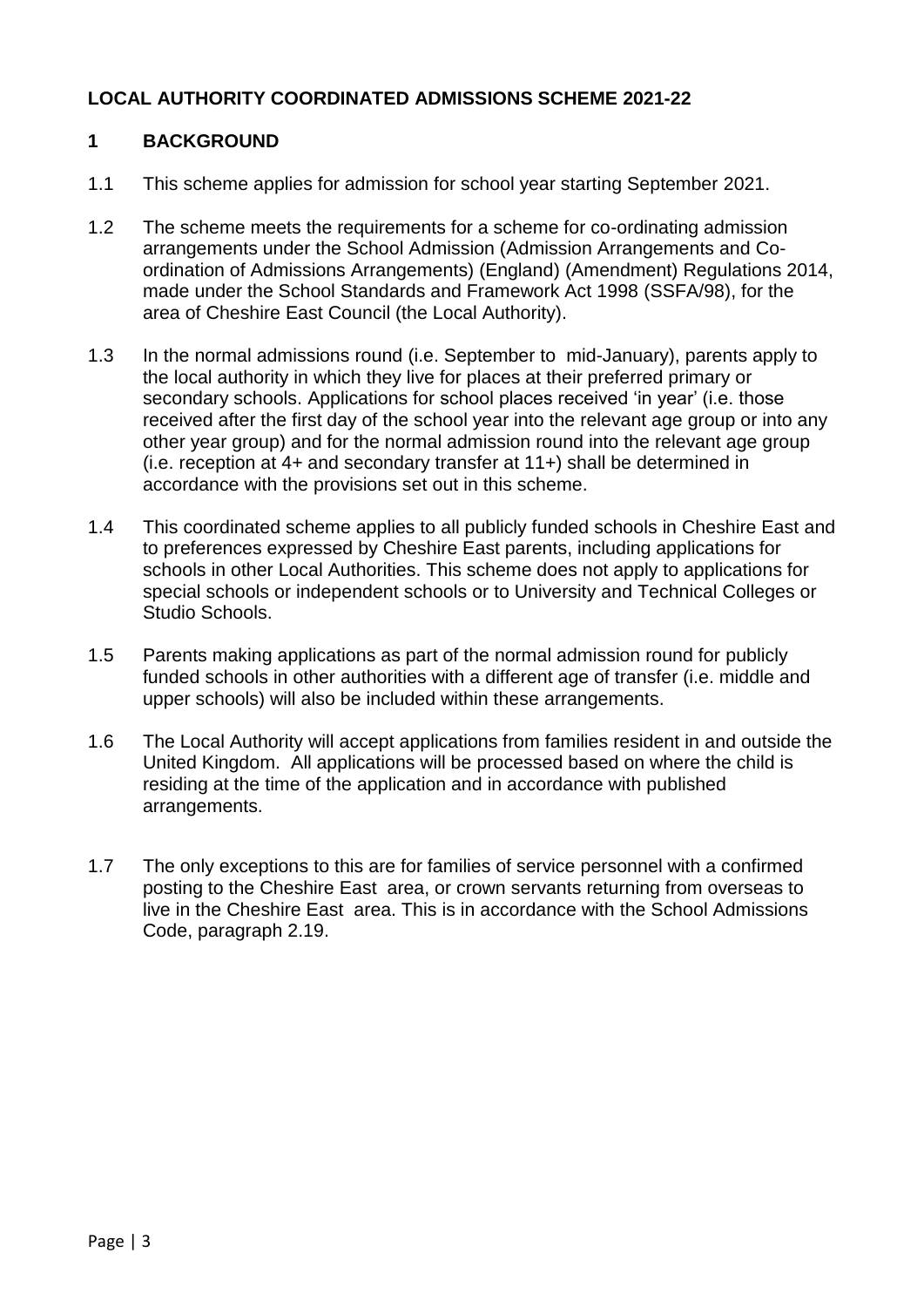## LOCAL AUTHORITY COORDINATED ADMISSIONS SCHEME 2021-22

### 1 BACKGROUND

1.1 This scheme applies for admission for school year starting September 2021.

1.2 The scheme meets the requirements for a scheme for co-ordinating admission arrangements under the School Admission (Admission Arrangements and Co-ordination of Admissions Arrangements) (England) (Amendment) Regulations 2014, made under the School Standards and Framework Act 1998 (SSFA/98), for the area of Cheshire East Council (the Local Authority).

1.3 In the normal admissions round (i.e. September to mid-January), parents apply to the local authority in which they live for places at their preferred primary or secondary schools. Applications for school places received 'in year' (i.e. those received after the first day of the school year into the relevant age group or into any other year group) and for the normal admission round into the relevant age group (i.e. reception at 4+ and secondary transfer at 11+) shall be determined in accordance with the provisions set out in this scheme.

1.4 This coordinated scheme applies to all publicly funded schools in Cheshire East and to preferences expressed by Cheshire East parents, including applications for schools in other Local Authorities. This scheme does not apply to applications for special schools or independent schools or to University and Technical Colleges or Studio Schools.

1.5 Parents making applications as part of the normal admission round for publicly funded schools in other authorities with a different age of transfer (i.e. middle and upper schools) will also be included within these arrangements.

1.6 The Local Authority will accept applications from families resident in and outside the United Kingdom. All applications will be processed based on where the child is residing at the time of the application and in accordance with published arrangements.

1.7 The only exceptions to this are for families of service personnel with a confirmed posting to the Cheshire East area, or crown servants returning from overseas to live in the Cheshire East area. This is in accordance with the School Admissions Code, paragraph 2.19.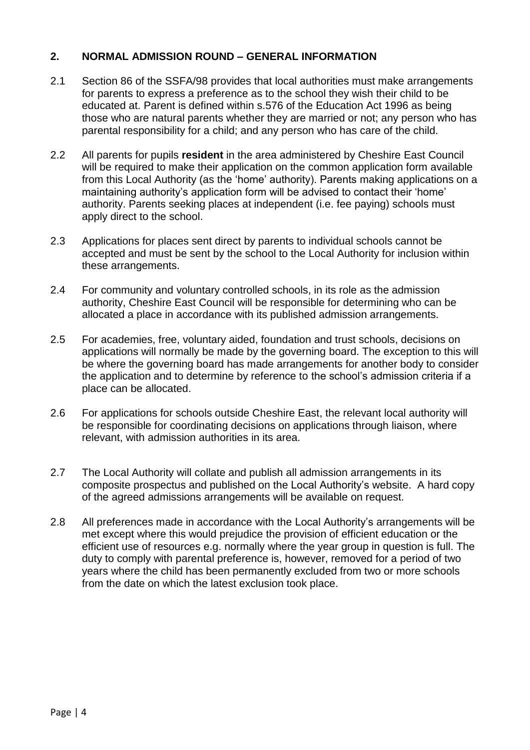## 2. NORMAL ADMISSION ROUND – GENERAL INFORMATION

2.1 Section 86 of the SSFA/98 provides that local authorities must make arrangements for parents to express a preference as to the school they wish their child to be educated at. Parent is defined within s.576 of the Education Act 1996 as being those who are natural parents whether they are married or not; any person who has parental responsibility for a child; and any person who has care of the child.

2.2 All parents for pupils **resident** in the area administered by Cheshire East Council will be required to make their application on the common application form available from this Local Authority (as the 'home' authority). Parents making applications on a maintaining authority's application form will be advised to contact their 'home' authority. Parents seeking places at independent (i.e. fee paying) schools must apply direct to the school.

2.3 Applications for places sent direct by parents to individual schools cannot be accepted and must be sent by the school to the Local Authority for inclusion within these arrangements.

2.4 For community and voluntary controlled schools, in its role as the admission authority, Cheshire East Council will be responsible for determining who can be allocated a place in accordance with its published admission arrangements.

2.5 For academies, free, voluntary aided, foundation and trust schools, decisions on applications will normally be made by the governing board. The exception to this will be where the governing board has made arrangements for another body to consider the application and to determine by reference to the school's admission criteria if a place can be allocated.

2.6 For applications for schools outside Cheshire East, the relevant local authority will be responsible for coordinating decisions on applications through liaison, where relevant, with admission authorities in its area.

2.7 The Local Authority will collate and publish all admission arrangements in its composite prospectus and published on the Local Authority's website. A hard copy of the agreed admissions arrangements will be available on request.

2.8 All preferences made in accordance with the Local Authority's arrangements will be met except where this would prejudice the provision of efficient education or the efficient use of resources e.g. normally where the year group in question is full. The duty to comply with parental preference is, however, removed for a period of two years where the child has been permanently excluded from two or more schools from the date on which the latest exclusion took place.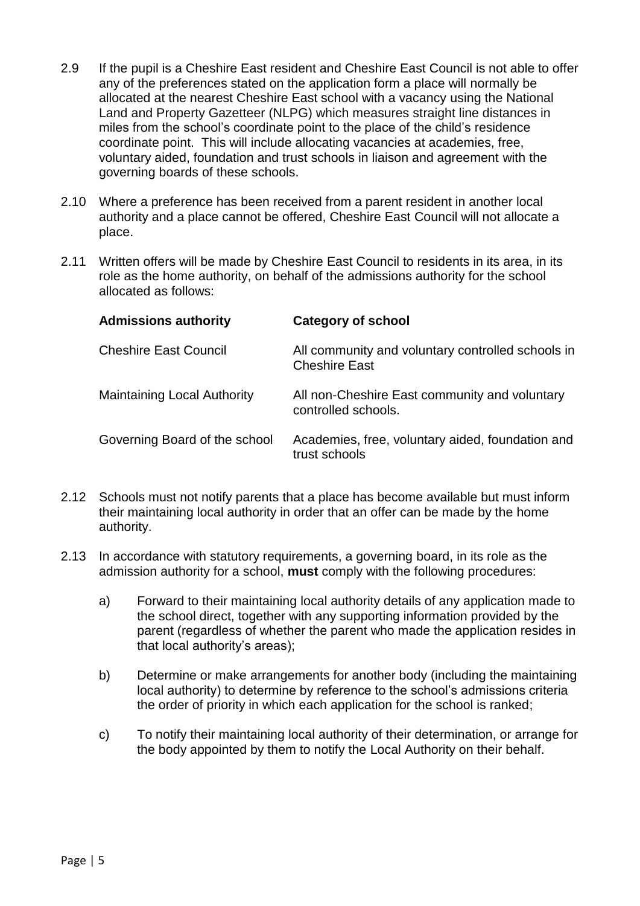2.9 If the pupil is a Cheshire East resident and Cheshire East Council is not able to offer any of the preferences stated on the application form a place will normally be allocated at the nearest Cheshire East school with a vacancy using the National Land and Property Gazetteer (NLPG) which measures straight line distances in miles from the school's coordinate point to the place of the child's residence coordinate point. This will include allocating vacancies at academies, free, voluntary aided, foundation and trust schools in liaison and agreement with the governing boards of these schools.

2.10 Where a preference has been received from a parent resident in another local authority and a place cannot be offered, Cheshire East Council will not allocate a place.

2.11 Written offers will be made by Cheshire East Council to residents in its area, in its role as the home authority, on behalf of the admissions authority for the school allocated as follows:

| Admissions authority | Category of school |
|---|---|
| Cheshire East Council | All community and voluntary controlled schools in Cheshire East |
| Maintaining Local Authority | All non-Cheshire East community and voluntary controlled schools. |
| Governing Board of the school | Academies, free, voluntary aided, foundation and trust schools |

2.12 Schools must not notify parents that a place has become available but must inform their maintaining local authority in order that an offer can be made by the home authority.

2.13 In accordance with statutory requirements, a governing board, in its role as the admission authority for a school, **must** comply with the following procedures:

a) Forward to their maintaining local authority details of any application made to the school direct, together with any supporting information provided by the parent (regardless of whether the parent who made the application resides in that local authority's areas);

b) Determine or make arrangements for another body (including the maintaining local authority) to determine by reference to the school's admissions criteria the order of priority in which each application for the school is ranked;

c) To notify their maintaining local authority of their determination, or arrange for the body appointed by them to notify the Local Authority on their behalf.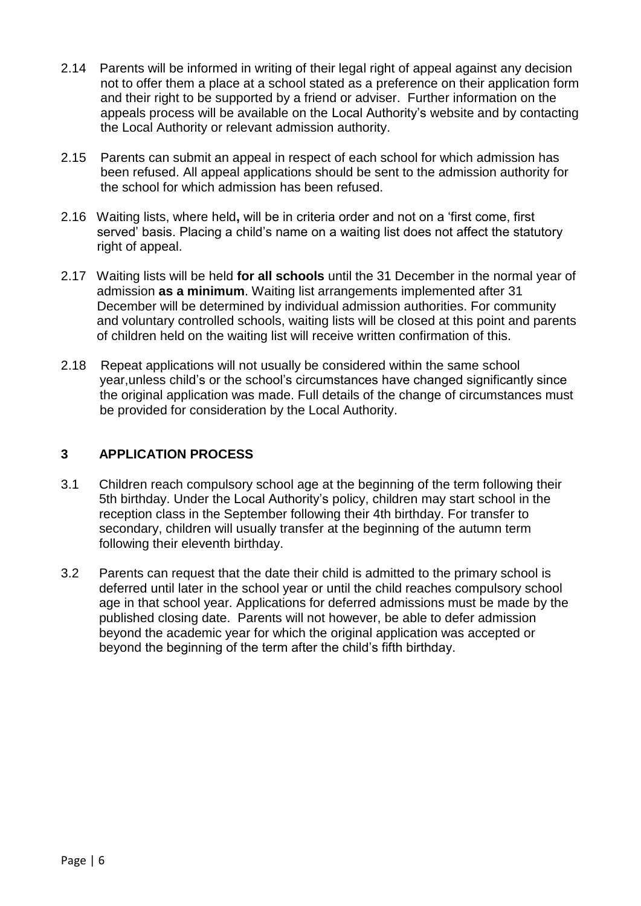2.14 Parents will be informed in writing of their legal right of appeal against any decision not to offer them a place at a school stated as a preference on their application form and their right to be supported by a friend or adviser. Further information on the appeals process will be available on the Local Authority's website and by contacting the Local Authority or relevant admission authority.

2.15 Parents can submit an appeal in respect of each school for which admission has been refused. All appeal applications should be sent to the admission authority for the school for which admission has been refused.

2.16 Waiting lists, where held**,** will be in criteria order and not on a 'first come, first served' basis. Placing a child's name on a waiting list does not affect the statutory right of appeal.

2.17 Waiting lists will be held **for all schools** until the 31 December in the normal year of admission **as a minimum**. Waiting list arrangements implemented after 31 December will be determined by individual admission authorities. For community and voluntary controlled schools, waiting lists will be closed at this point and parents of children held on the waiting list will receive written confirmation of this.

2.18 Repeat applications will not usually be considered within the same school year,unless child's or the school's circumstances have changed significantly since the original application was made. Full details of the change of circumstances must be provided for consideration by the Local Authority.

## 3 APPLICATION PROCESS

3.1 Children reach compulsory school age at the beginning of the term following their 5th birthday. Under the Local Authority's policy, children may start school in the reception class in the September following their 4th birthday. For transfer to secondary, children will usually transfer at the beginning of the autumn term following their eleventh birthday.

3.2 Parents can request that the date their child is admitted to the primary school is deferred until later in the school year or until the child reaches compulsory school age in that school year. Applications for deferred admissions must be made by the published closing date. Parents will not however, be able to defer admission beyond the academic year for which the original application was accepted or beyond the beginning of the term after the child's fifth birthday.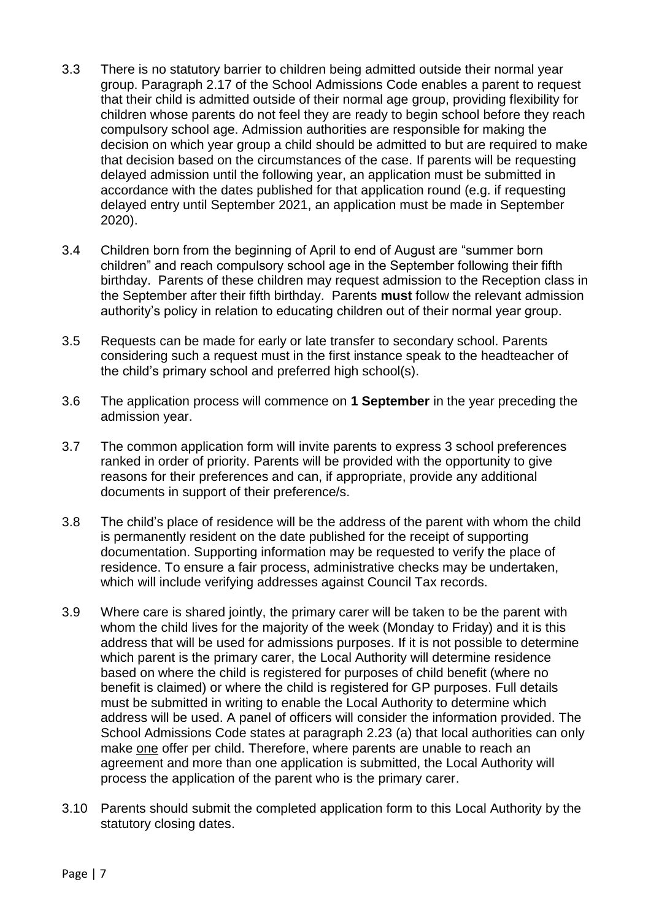3.3 There is no statutory barrier to children being admitted outside their normal year group. Paragraph 2.17 of the School Admissions Code enables a parent to request that their child is admitted outside of their normal age group, providing flexibility for children whose parents do not feel they are ready to begin school before they reach compulsory school age. Admission authorities are responsible for making the decision on which year group a child should be admitted to but are required to make that decision based on the circumstances of the case. If parents will be requesting delayed admission until the following year, an application must be submitted in accordance with the dates published for that application round (e.g. if requesting delayed entry until September 2021, an application must be made in September 2020).

3.4 Children born from the beginning of April to end of August are "summer born children" and reach compulsory school age in the September following their fifth birthday. Parents of these children may request admission to the Reception class in the September after their fifth birthday. Parents **must** follow the relevant admission authority's policy in relation to educating children out of their normal year group.

3.5 Requests can be made for early or late transfer to secondary school. Parents considering such a request must in the first instance speak to the headteacher of the child's primary school and preferred high school(s).

3.6 The application process will commence on **1 September** in the year preceding the admission year.

3.7 The common application form will invite parents to express 3 school preferences ranked in order of priority. Parents will be provided with the opportunity to give reasons for their preferences and can, if appropriate, provide any additional documents in support of their preference/s.

3.8 The child's place of residence will be the address of the parent with whom the child is permanently resident on the date published for the receipt of supporting documentation. Supporting information may be requested to verify the place of residence. To ensure a fair process, administrative checks may be undertaken, which will include verifying addresses against Council Tax records.

3.9 Where care is shared jointly, the primary carer will be taken to be the parent with whom the child lives for the majority of the week (Monday to Friday) and it is this address that will be used for admissions purposes. If it is not possible to determine which parent is the primary carer, the Local Authority will determine residence based on where the child is registered for purposes of child benefit (where no benefit is claimed) or where the child is registered for GP purposes. Full details must be submitted in writing to enable the Local Authority to determine which address will be used. A panel of officers will consider the information provided. The School Admissions Code states at paragraph 2.23 (a) that local authorities can only make <u>one</u> offer per child. Therefore, where parents are unable to reach an agreement and more than one application is submitted, the Local Authority will process the application of the parent who is the primary carer.

3.10 Parents should submit the completed application form to this Local Authority by the statutory closing dates.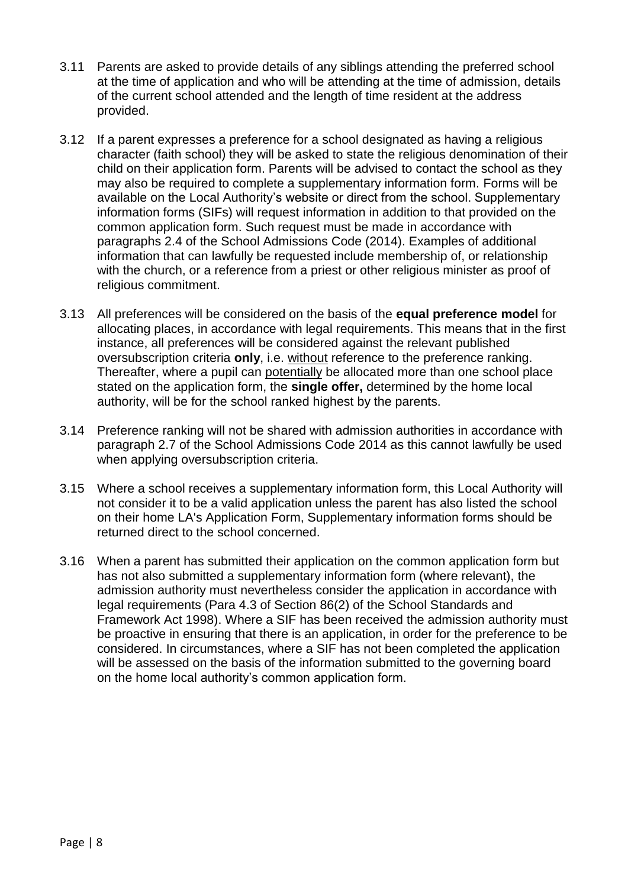3.11 Parents are asked to provide details of any siblings attending the preferred school at the time of application and who will be attending at the time of admission, details of the current school attended and the length of time resident at the address provided.

3.12 If a parent expresses a preference for a school designated as having a religious character (faith school) they will be asked to state the religious denomination of their child on their application form. Parents will be advised to contact the school as they may also be required to complete a supplementary information form. Forms will be available on the Local Authority's website or direct from the school. Supplementary information forms (SIFs) will request information in addition to that provided on the common application form. Such request must be made in accordance with paragraphs 2.4 of the School Admissions Code (2014). Examples of additional information that can lawfully be requested include membership of, or relationship with the church, or a reference from a priest or other religious minister as proof of religious commitment.

3.13 All preferences will be considered on the basis of the **equal preference model** for allocating places, in accordance with legal requirements. This means that in the first instance, all preferences will be considered against the relevant published oversubscription criteria **only**, i.e. without reference to the preference ranking. Thereafter, where a pupil can potentially be allocated more than one school place stated on the application form, the **single offer,** determined by the home local authority, will be for the school ranked highest by the parents.

3.14 Preference ranking will not be shared with admission authorities in accordance with paragraph 2.7 of the School Admissions Code 2014 as this cannot lawfully be used when applying oversubscription criteria.

3.15 Where a school receives a supplementary information form, this Local Authority will not consider it to be a valid application unless the parent has also listed the school on their home LA's Application Form, Supplementary information forms should be returned direct to the school concerned.

3.16 When a parent has submitted their application on the common application form but has not also submitted a supplementary information form (where relevant), the admission authority must nevertheless consider the application in accordance with legal requirements (Para 4.3 of Section 86(2) of the School Standards and Framework Act 1998). Where a SIF has been received the admission authority must be proactive in ensuring that there is an application, in order for the preference to be considered. In circumstances, where a SIF has not been completed the application will be assessed on the basis of the information submitted to the governing board on the home local authority's common application form.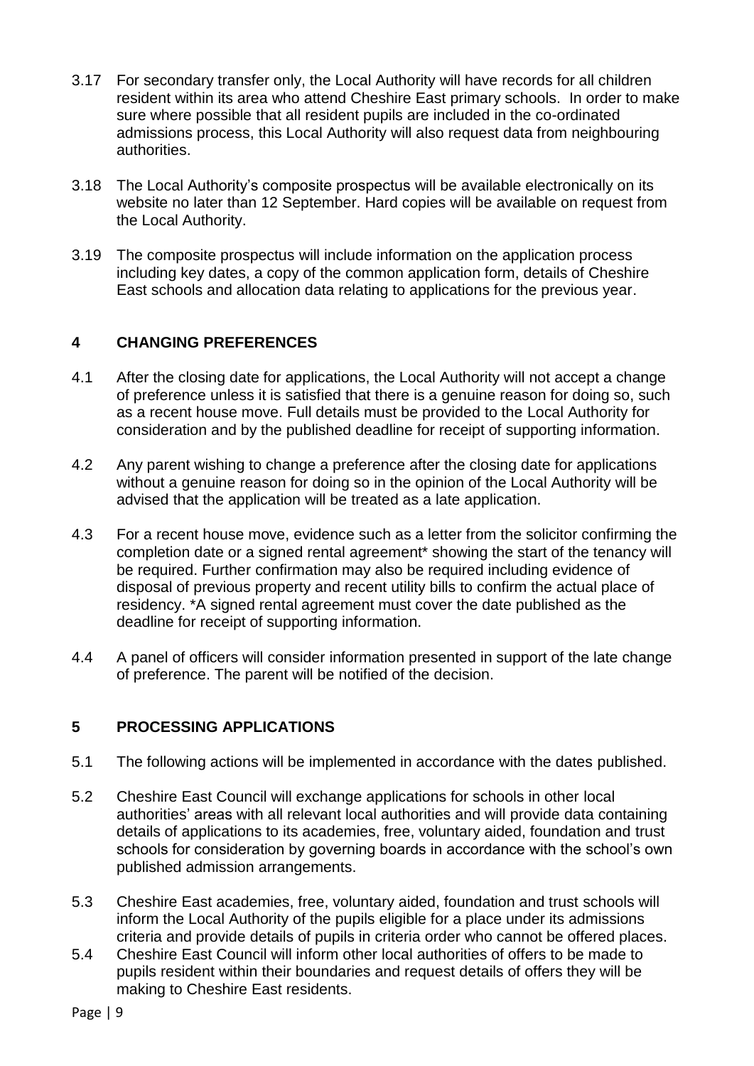3.17 For secondary transfer only, the Local Authority will have records for all children resident within its area who attend Cheshire East primary schools. In order to make sure where possible that all resident pupils are included in the co-ordinated admissions process, this Local Authority will also request data from neighbouring authorities.

3.18 The Local Authority's composite prospectus will be available electronically on its website no later than 12 September. Hard copies will be available on request from the Local Authority.

3.19 The composite prospectus will include information on the application process including key dates, a copy of the common application form, details of Cheshire East schools and allocation data relating to applications for the previous year.

## 4 CHANGING PREFERENCES

4.1 After the closing date for applications, the Local Authority will not accept a change of preference unless it is satisfied that there is a genuine reason for doing so, such as a recent house move. Full details must be provided to the Local Authority for consideration and by the published deadline for receipt of supporting information.

4.2 Any parent wishing to change a preference after the closing date for applications without a genuine reason for doing so in the opinion of the Local Authority will be advised that the application will be treated as a late application.

4.3 For a recent house move, evidence such as a letter from the solicitor confirming the completion date or a signed rental agreement* showing the start of the tenancy will be required. Further confirmation may also be required including evidence of disposal of previous property and recent utility bills to confirm the actual place of residency. *A signed rental agreement must cover the date published as the deadline for receipt of supporting information.

4.4 A panel of officers will consider information presented in support of the late change of preference. The parent will be notified of the decision.

## 5 PROCESSING APPLICATIONS

5.1 The following actions will be implemented in accordance with the dates published.

5.2 Cheshire East Council will exchange applications for schools in other local authorities' areas with all relevant local authorities and will provide data containing details of applications to its academies, free, voluntary aided, foundation and trust schools for consideration by governing boards in accordance with the school's own published admission arrangements.

5.3 Cheshire East academies, free, voluntary aided, foundation and trust schools will inform the Local Authority of the pupils eligible for a place under its admissions criteria and provide details of pupils in criteria order who cannot be offered places.

5.4 Cheshire East Council will inform other local authorities of offers to be made to pupils resident within their boundaries and request details of offers they will be making to Cheshire East residents.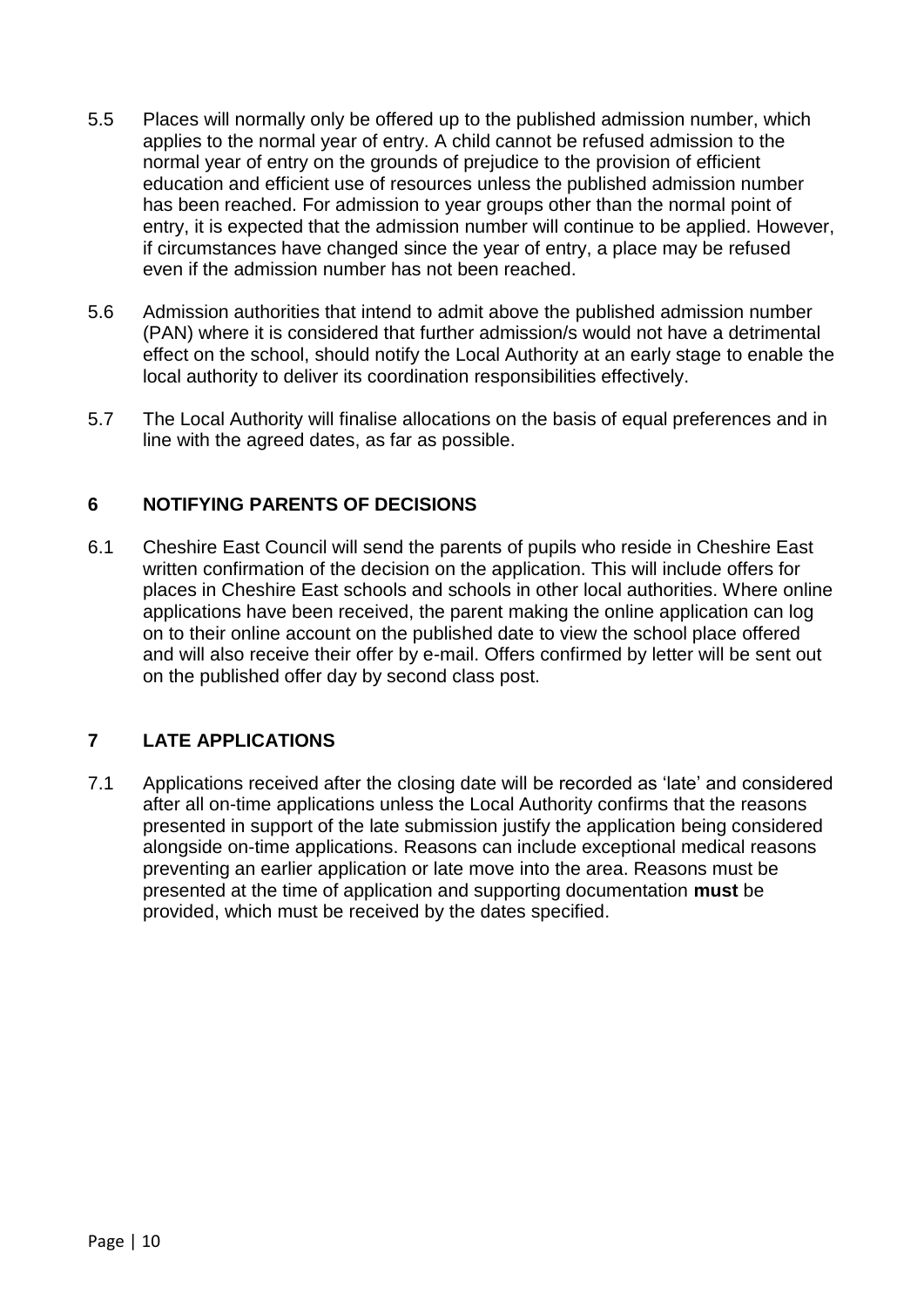5.5 Places will normally only be offered up to the published admission number, which applies to the normal year of entry. A child cannot be refused admission to the normal year of entry on the grounds of prejudice to the provision of efficient education and efficient use of resources unless the published admission number has been reached. For admission to year groups other than the normal point of entry, it is expected that the admission number will continue to be applied. However, if circumstances have changed since the year of entry, a place may be refused even if the admission number has not been reached.

5.6 Admission authorities that intend to admit above the published admission number (PAN) where it is considered that further admission/s would not have a detrimental effect on the school, should notify the Local Authority at an early stage to enable the local authority to deliver its coordination responsibilities effectively.

5.7 The Local Authority will finalise allocations on the basis of equal preferences and in line with the agreed dates, as far as possible.

## 6 NOTIFYING PARENTS OF DECISIONS

6.1 Cheshire East Council will send the parents of pupils who reside in Cheshire East written confirmation of the decision on the application. This will include offers for places in Cheshire East schools and schools in other local authorities. Where online applications have been received, the parent making the online application can log on to their online account on the published date to view the school place offered and will also receive their offer by e-mail. Offers confirmed by letter will be sent out on the published offer day by second class post.

## 7 LATE APPLICATIONS

7.1 Applications received after the closing date will be recorded as 'late' and considered after all on-time applications unless the Local Authority confirms that the reasons presented in support of the late submission justify the application being considered alongside on-time applications. Reasons can include exceptional medical reasons preventing an earlier application or late move into the area. Reasons must be presented at the time of application and supporting documentation **must** be provided, which must be received by the dates specified.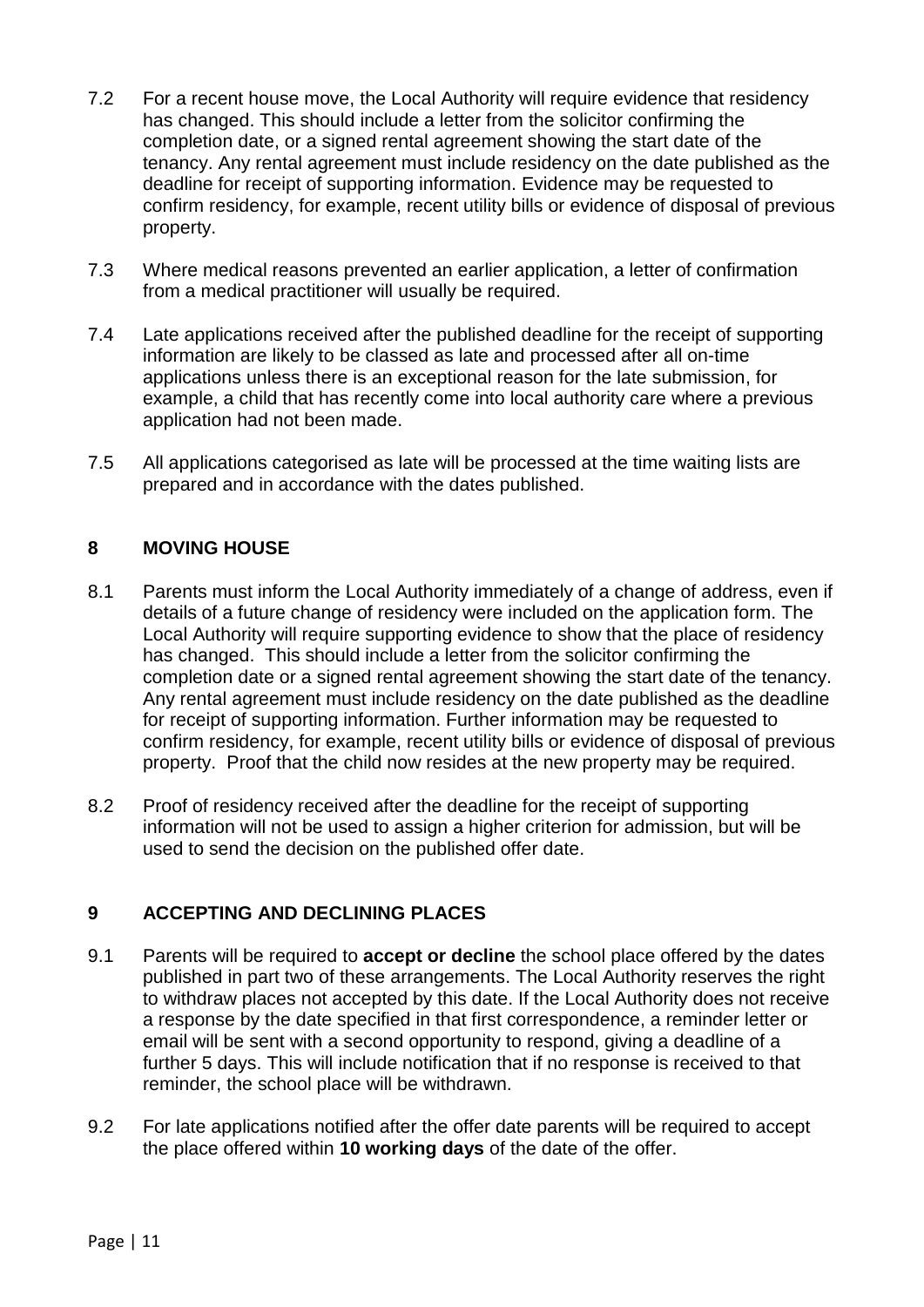7.2 For a recent house move, the Local Authority will require evidence that residency has changed. This should include a letter from the solicitor confirming the completion date, or a signed rental agreement showing the start date of the tenancy. Any rental agreement must include residency on the date published as the deadline for receipt of supporting information. Evidence may be requested to confirm residency, for example, recent utility bills or evidence of disposal of previous property.

7.3 Where medical reasons prevented an earlier application, a letter of confirmation from a medical practitioner will usually be required.

7.4 Late applications received after the published deadline for the receipt of supporting information are likely to be classed as late and processed after all on-time applications unless there is an exceptional reason for the late submission, for example, a child that has recently come into local authority care where a previous application had not been made.

7.5 All applications categorised as late will be processed at the time waiting lists are prepared and in accordance with the dates published.

## 8 MOVING HOUSE

8.1 Parents must inform the Local Authority immediately of a change of address, even if details of a future change of residency were included on the application form. The Local Authority will require supporting evidence to show that the place of residency has changed. This should include a letter from the solicitor confirming the completion date or a signed rental agreement showing the start date of the tenancy. Any rental agreement must include residency on the date published as the deadline for receipt of supporting information. Further information may be requested to confirm residency, for example, recent utility bills or evidence of disposal of previous property. Proof that the child now resides at the new property may be required.

8.2 Proof of residency received after the deadline for the receipt of supporting information will not be used to assign a higher criterion for admission, but will be used to send the decision on the published offer date.

## 9 ACCEPTING AND DECLINING PLACES

9.1 Parents will be required to **accept or decline** the school place offered by the dates published in part two of these arrangements. The Local Authority reserves the right to withdraw places not accepted by this date. If the Local Authority does not receive a response by the date specified in that first correspondence, a reminder letter or email will be sent with a second opportunity to respond, giving a deadline of a further 5 days. This will include notification that if no response is received to that reminder, the school place will be withdrawn.

9.2 For late applications notified after the offer date parents will be required to accept the place offered within **10 working days** of the date of the offer.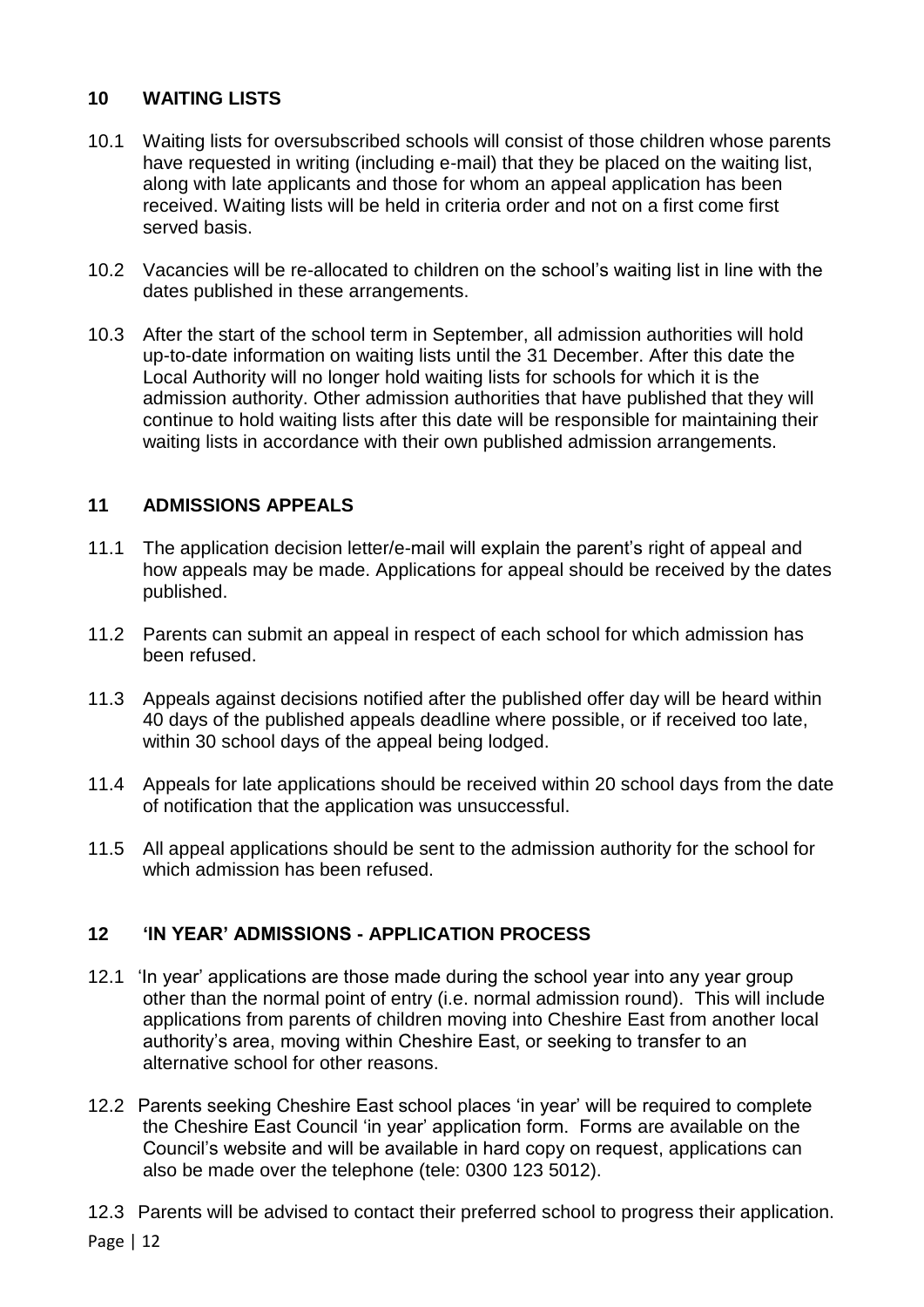## 10 WAITING LISTS

10.1 Waiting lists for oversubscribed schools will consist of those children whose parents have requested in writing (including e-mail) that they be placed on the waiting list, along with late applicants and those for whom an appeal application has been received. Waiting lists will be held in criteria order and not on a first come first served basis.

10.2 Vacancies will be re-allocated to children on the school's waiting list in line with the dates published in these arrangements.

10.3 After the start of the school term in September, all admission authorities will hold up-to-date information on waiting lists until the 31 December. After this date the Local Authority will no longer hold waiting lists for schools for which it is the admission authority. Other admission authorities that have published that they will continue to hold waiting lists after this date will be responsible for maintaining their waiting lists in accordance with their own published admission arrangements.

## 11 ADMISSIONS APPEALS

11.1 The application decision letter/e-mail will explain the parent's right of appeal and how appeals may be made. Applications for appeal should be received by the dates published.

11.2 Parents can submit an appeal in respect of each school for which admission has been refused.

11.3 Appeals against decisions notified after the published offer day will be heard within 40 days of the published appeals deadline where possible, or if received too late, within 30 school days of the appeal being lodged.

11.4 Appeals for late applications should be received within 20 school days from the date of notification that the application was unsuccessful.

11.5 All appeal applications should be sent to the admission authority for the school for which admission has been refused.

## 12 'IN YEAR' ADMISSIONS - APPLICATION PROCESS

12.1 'In year' applications are those made during the school year into any year group other than the normal point of entry (i.e. normal admission round). This will include applications from parents of children moving into Cheshire East from another local authority's area, moving within Cheshire East, or seeking to transfer to an alternative school for other reasons.

12.2 Parents seeking Cheshire East school places 'in year' will be required to complete the Cheshire East Council 'in year' application form. Forms are available on the Council's website and will be available in hard copy on request, applications can also be made over the telephone (tele: 0300 123 5012).

12.3 Parents will be advised to contact their preferred school to progress their application.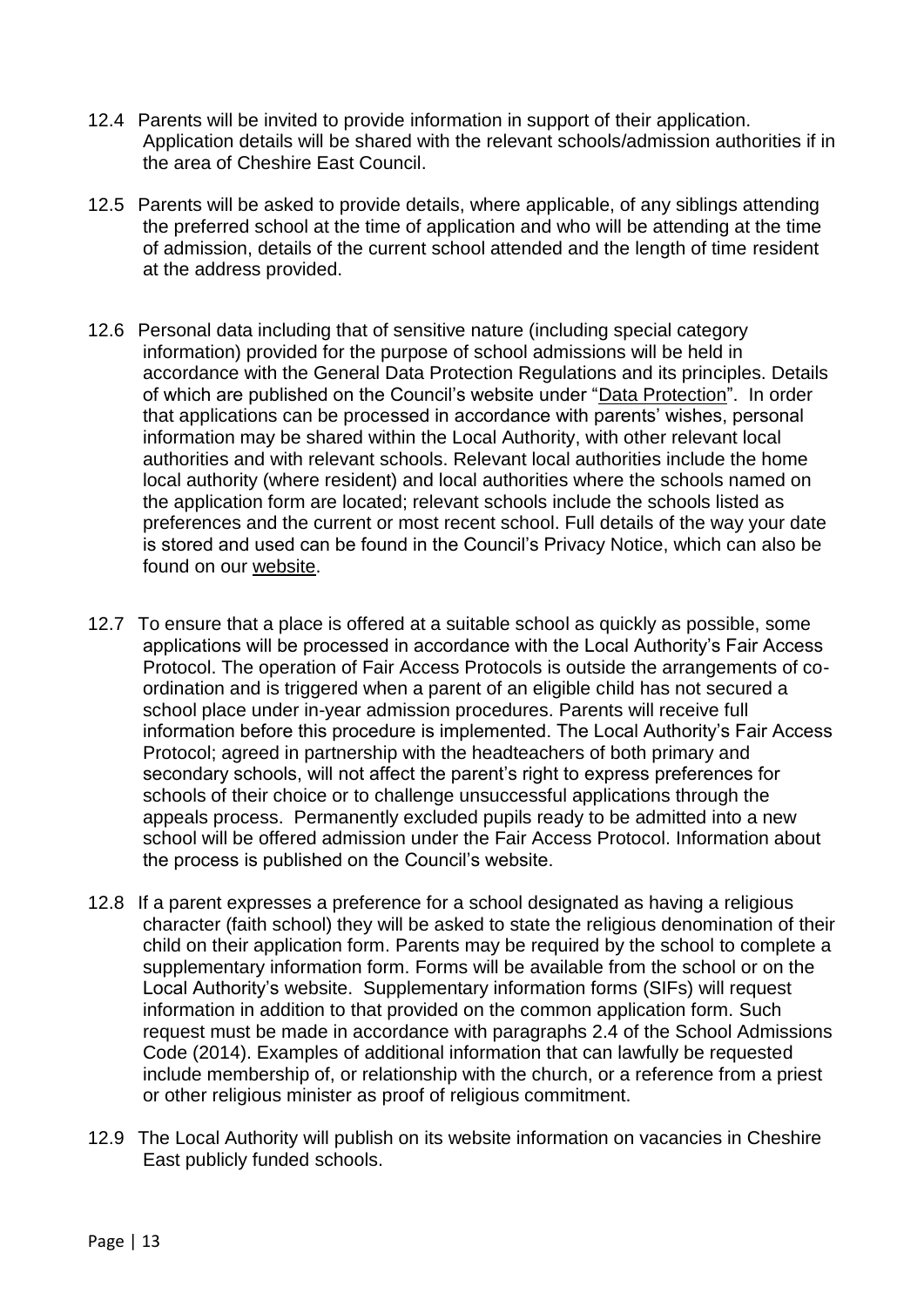12.4 Parents will be invited to provide information in support of their application. Application details will be shared with the relevant schools/admission authorities if in the area of Cheshire East Council.

12.5 Parents will be asked to provide details, where applicable, of any siblings attending the preferred school at the time of application and who will be attending at the time of admission, details of the current school attended and the length of time resident at the address provided.

12.6 Personal data including that of sensitive nature (including special category information) provided for the purpose of school admissions will be held in accordance with the General Data Protection Regulations and its principles. Details of which are published on the Council's website under "Data Protection". In order that applications can be processed in accordance with parents' wishes, personal information may be shared within the Local Authority, with other relevant local authorities and with relevant schools. Relevant local authorities include the home local authority (where resident) and local authorities where the schools named on the application form are located; relevant schools include the schools listed as preferences and the current or most recent school. Full details of the way your date is stored and used can be found in the Council's Privacy Notice, which can also be found on our website.

12.7 To ensure that a place is offered at a suitable school as quickly as possible, some applications will be processed in accordance with the Local Authority's Fair Access Protocol. The operation of Fair Access Protocols is outside the arrangements of co-ordination and is triggered when a parent of an eligible child has not secured a school place under in-year admission procedures. Parents will receive full information before this procedure is implemented. The Local Authority's Fair Access Protocol; agreed in partnership with the headteachers of both primary and secondary schools, will not affect the parent's right to express preferences for schools of their choice or to challenge unsuccessful applications through the appeals process. Permanently excluded pupils ready to be admitted into a new school will be offered admission under the Fair Access Protocol. Information about the process is published on the Council's website.

12.8 If a parent expresses a preference for a school designated as having a religious character (faith school) they will be asked to state the religious denomination of their child on their application form. Parents may be required by the school to complete a supplementary information form. Forms will be available from the school or on the Local Authority's website. Supplementary information forms (SIFs) will request information in addition to that provided on the common application form. Such request must be made in accordance with paragraphs 2.4 of the School Admissions Code (2014). Examples of additional information that can lawfully be requested include membership of, or relationship with the church, or a reference from a priest or other religious minister as proof of religious commitment.

12.9 The Local Authority will publish on its website information on vacancies in Cheshire East publicly funded schools.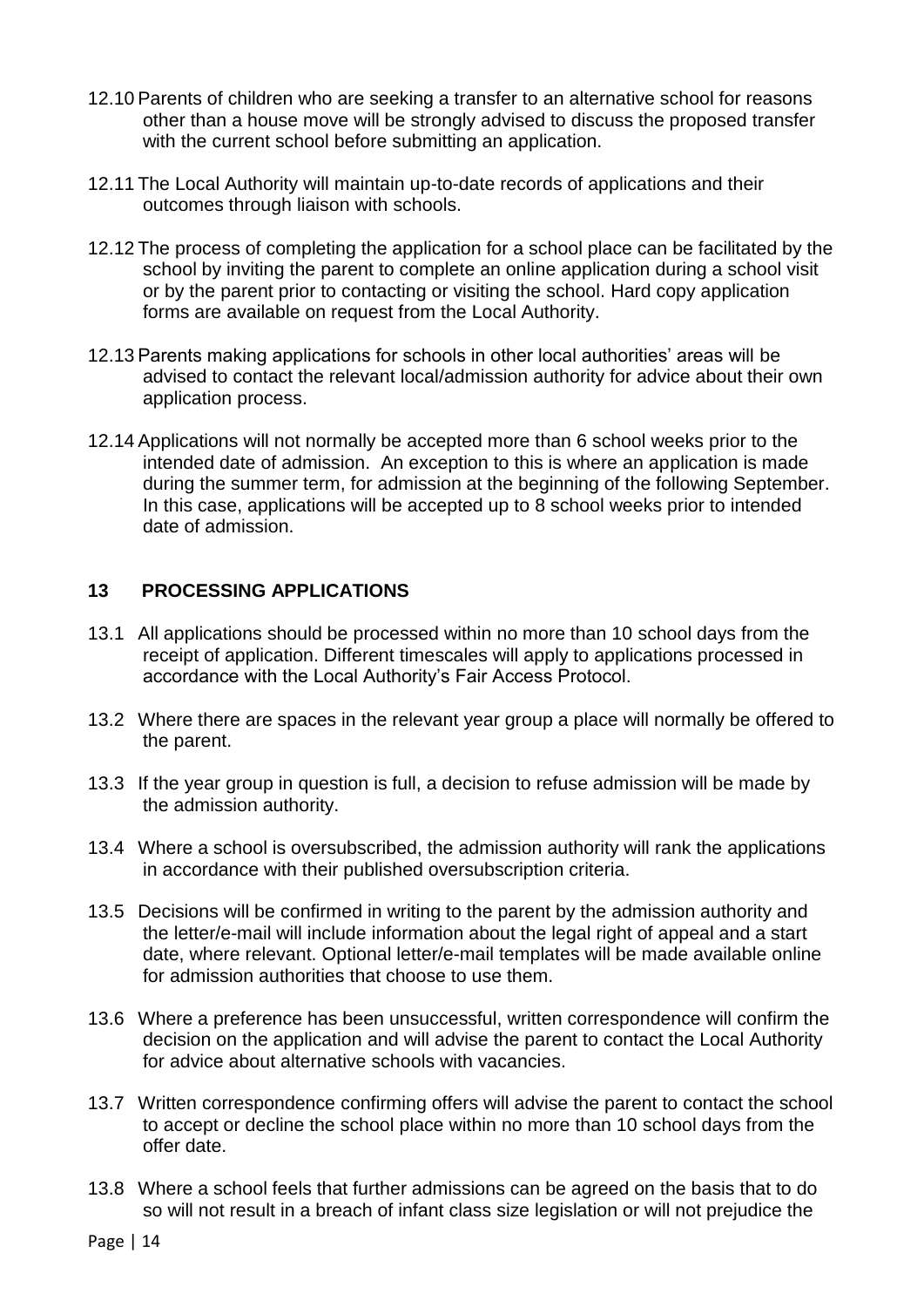12.10 Parents of children who are seeking a transfer to an alternative school for reasons other than a house move will be strongly advised to discuss the proposed transfer with the current school before submitting an application.

12.11 The Local Authority will maintain up-to-date records of applications and their outcomes through liaison with schools.

12.12 The process of completing the application for a school place can be facilitated by the school by inviting the parent to complete an online application during a school visit or by the parent prior to contacting or visiting the school. Hard copy application forms are available on request from the Local Authority.

12.13 Parents making applications for schools in other local authorities' areas will be advised to contact the relevant local/admission authority for advice about their own application process.

12.14 Applications will not normally be accepted more than 6 school weeks prior to the intended date of admission. An exception to this is where an application is made during the summer term, for admission at the beginning of the following September. In this case, applications will be accepted up to 8 school weeks prior to intended date of admission.

## 13 PROCESSING APPLICATIONS

13.1 All applications should be processed within no more than 10 school days from the receipt of application. Different timescales will apply to applications processed in accordance with the Local Authority's Fair Access Protocol.

13.2 Where there are spaces in the relevant year group a place will normally be offered to the parent.

13.3 If the year group in question is full, a decision to refuse admission will be made by the admission authority.

13.4 Where a school is oversubscribed, the admission authority will rank the applications in accordance with their published oversubscription criteria.

13.5 Decisions will be confirmed in writing to the parent by the admission authority and the letter/e-mail will include information about the legal right of appeal and a start date, where relevant. Optional letter/e-mail templates will be made available online for admission authorities that choose to use them.

13.6 Where a preference has been unsuccessful, written correspondence will confirm the decision on the application and will advise the parent to contact the Local Authority for advice about alternative schools with vacancies.

13.7 Written correspondence confirming offers will advise the parent to contact the school to accept or decline the school place within no more than 10 school days from the offer date.

13.8 Where a school feels that further admissions can be agreed on the basis that to do so will not result in a breach of infant class size legislation or will not prejudice the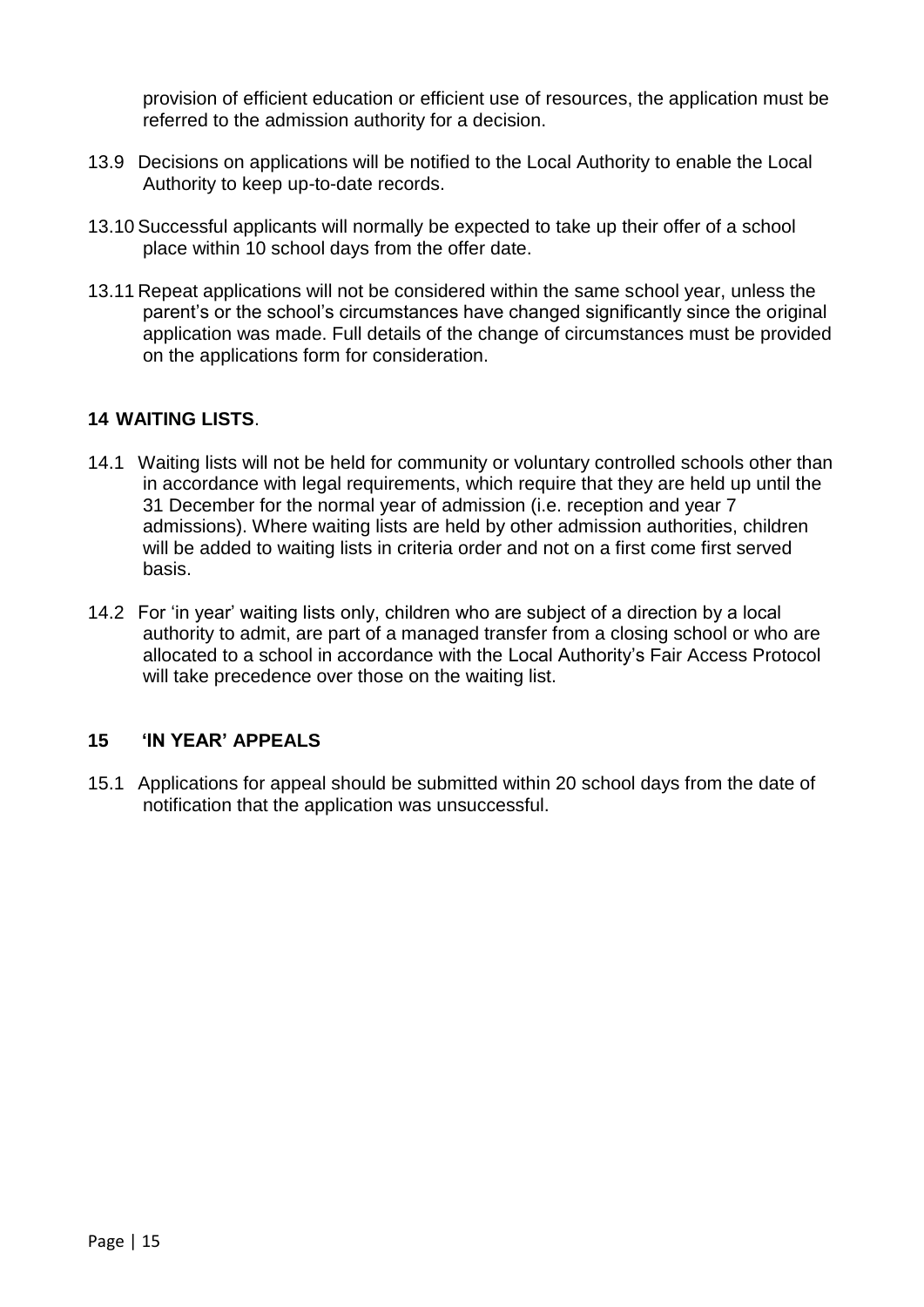provision of efficient education or efficient use of resources, the application must be referred to the admission authority for a decision.

13.9 Decisions on applications will be notified to the Local Authority to enable the Local Authority to keep up-to-date records.

13.10 Successful applicants will normally be expected to take up their offer of a school place within 10 school days from the offer date.

13.11 Repeat applications will not be considered within the same school year, unless the parent's or the school's circumstances have changed significantly since the original application was made. Full details of the change of circumstances must be provided on the applications form for consideration.

## 14 WAITING LISTS.

14.1 Waiting lists will not be held for community or voluntary controlled schools other than in accordance with legal requirements, which require that they are held up until the 31 December for the normal year of admission (i.e. reception and year 7 admissions). Where waiting lists are held by other admission authorities, children will be added to waiting lists in criteria order and not on a first come first served basis.

14.2 For 'in year' waiting lists only, children who are subject of a direction by a local authority to admit, are part of a managed transfer from a closing school or who are allocated to a school in accordance with the Local Authority's Fair Access Protocol will take precedence over those on the waiting list.

## 15 'IN YEAR' APPEALS

15.1 Applications for appeal should be submitted within 20 school days from the date of notification that the application was unsuccessful.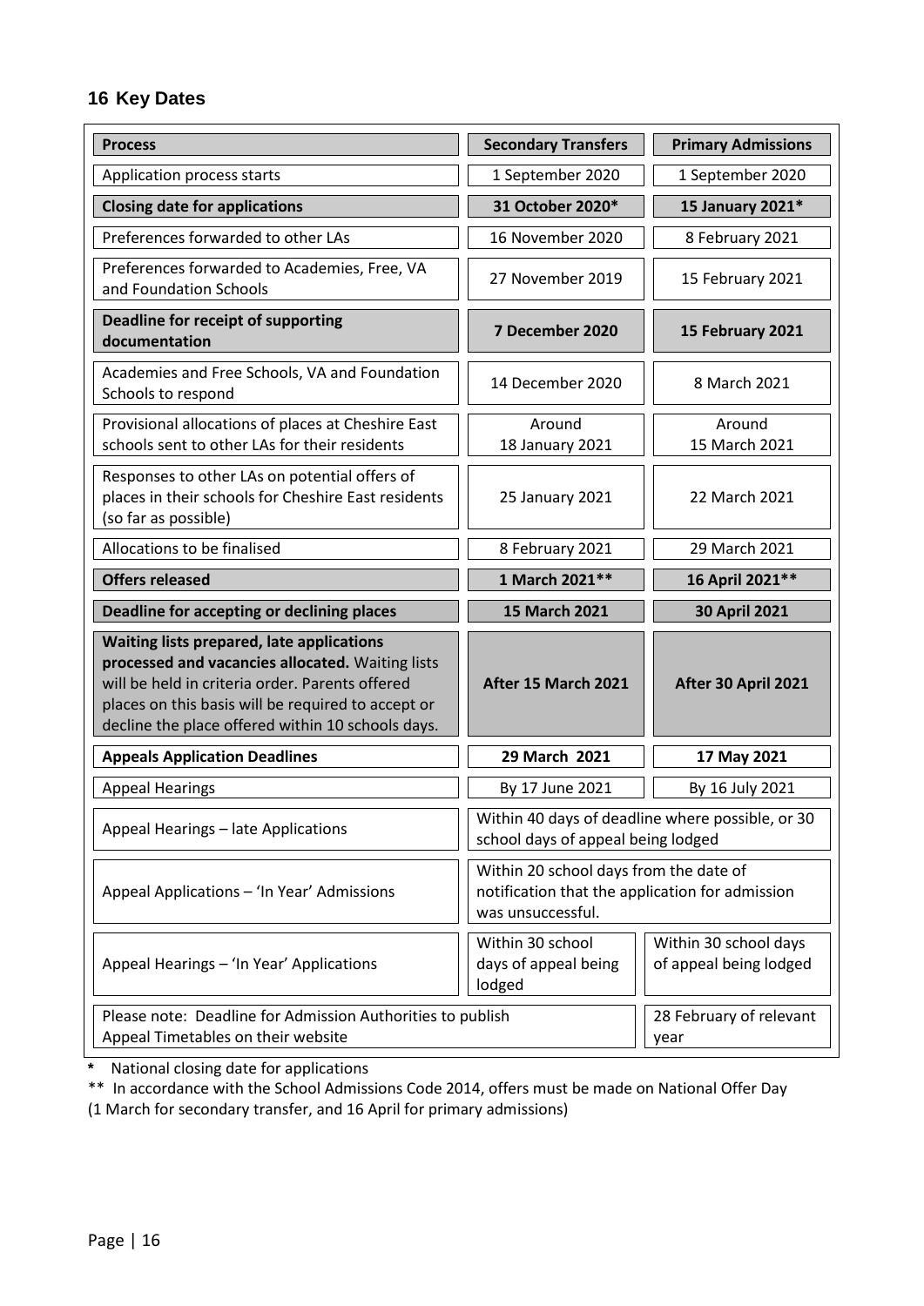## 16 Key Dates

| Process | Secondary Transfers | Primary Admissions |
| --- | --- | --- |
| Application process starts | 1 September 2020 | 1 September 2020 |
| **Closing date for applications** | **31 October 2020*** | **15 January 2021*** |
| Preferences forwarded to other LAs | 16 November 2020 | 8 February 2021 |
| Preferences forwarded to Academies, Free, VA and Foundation Schools | 27 November 2019 | 15 February 2021 |
| **Deadline for receipt of supporting documentation** | **7 December 2020** | **15 February 2021** |
| Academies and Free Schools, VA and Foundation Schools to respond | 14 December 2020 | 8 March 2021 |
| Provisional allocations of places at Cheshire East schools sent to other LAs for their residents | Around 18 January 2021 | Around 15 March 2021 |
| Responses to other LAs on potential offers of places in their schools for Cheshire East residents (so far as possible) | 25 January 2021 | 22 March 2021 |
| Allocations to be finalised | 8 February 2021 | 29 March 2021 |
| **Offers released** | **1 March 2021**** | **16 April 2021**** |
| **Deadline for accepting or declining places** | **15 March 2021** | **30 April 2021** |
| **Waiting lists prepared, late applications processed and vacancies allocated.** Waiting lists will be held in criteria order. Parents offered places on this basis will be required to accept or decline the place offered within 10 schools days. | **After 15 March 2021** | **After 30 April 2021** |
| **Appeals Application Deadlines** | **29 March 2021** | **17 May 2021** |
| Appeal Hearings | By 17 June 2021 | By 16 July 2021 |
| Appeal Hearings – late Applications | Within 40 days of deadline where possible, or 30 school days of appeal being lodged | |
| Appeal Applications – 'In Year' Admissions | Within 20 school days from the date of notification that the application for admission was unsuccessful. | |
| Appeal Hearings – 'In Year' Applications | Within 30 school days of appeal being lodged | Within 30 school days of appeal being lodged |
| Please note: Deadline for Admission Authorities to publish Appeal Timetables on their website | | 28 February of relevant year |

\* National closing date for applications

** In accordance with the School Admissions Code 2014, offers must be made on National Offer Day (1 March for secondary transfer, and 16 April for primary admissions)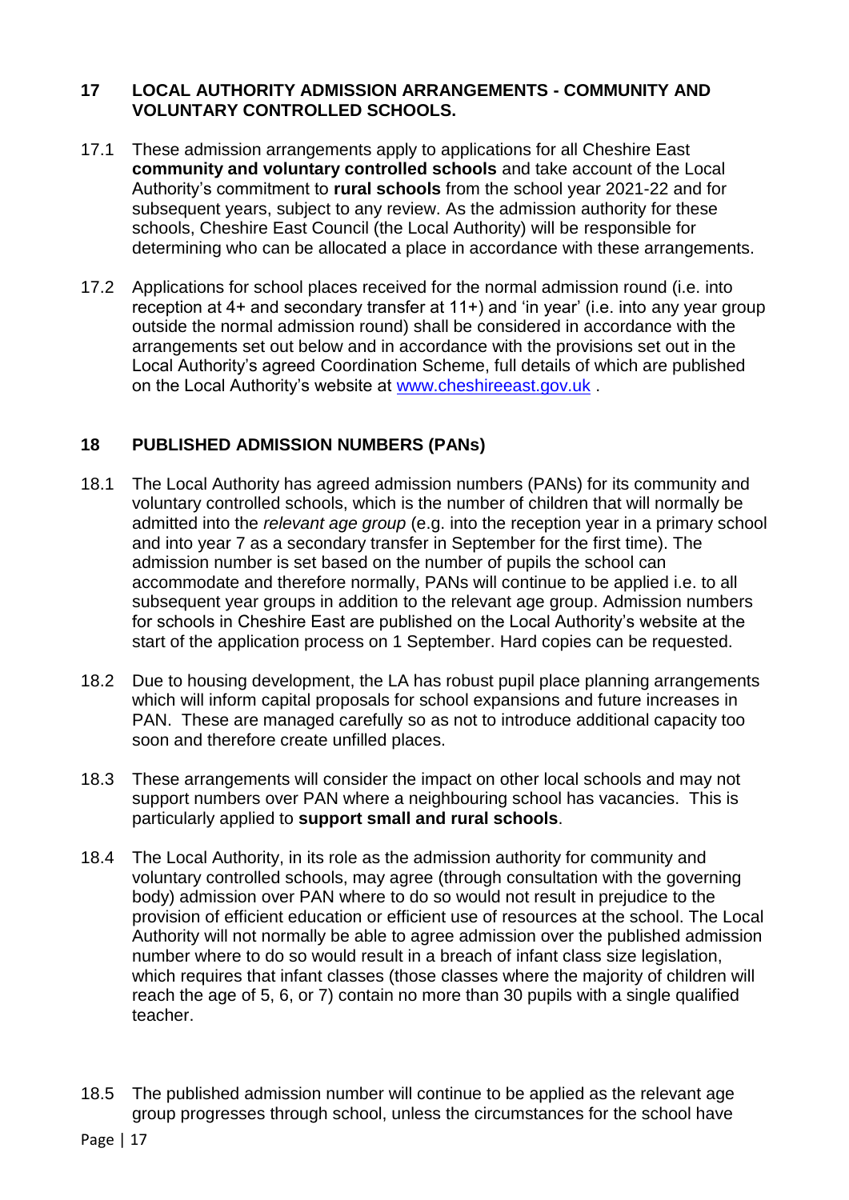## 17 LOCAL AUTHORITY ADMISSION ARRANGEMENTS - COMMUNITY AND VOLUNTARY CONTROLLED SCHOOLS.

17.1 These admission arrangements apply to applications for all Cheshire East **community and voluntary controlled schools** and take account of the Local Authority's commitment to **rural schools** from the school year 2021-22 and for subsequent years, subject to any review. As the admission authority for these schools, Cheshire East Council (the Local Authority) will be responsible for determining who can be allocated a place in accordance with these arrangements.

17.2 Applications for school places received for the normal admission round (i.e. into reception at 4+ and secondary transfer at 11+) and 'in year' (i.e. into any year group outside the normal admission round) shall be considered in accordance with the arrangements set out below and in accordance with the provisions set out in the Local Authority's agreed Coordination Scheme, full details of which are published on the Local Authority's website at [www.cheshireeast.gov.uk](www.cheshireeast.gov.uk) .

## 18 PUBLISHED ADMISSION NUMBERS (PANs)

18.1 The Local Authority has agreed admission numbers (PANs) for its community and voluntary controlled schools, which is the number of children that will normally be admitted into the *relevant age group* (e.g. into the reception year in a primary school and into year 7 as a secondary transfer in September for the first time). The admission number is set based on the number of pupils the school can accommodate and therefore normally, PANs will continue to be applied i.e. to all subsequent year groups in addition to the relevant age group. Admission numbers for schools in Cheshire East are published on the Local Authority's website at the start of the application process on 1 September. Hard copies can be requested.

18.2 Due to housing development, the LA has robust pupil place planning arrangements which will inform capital proposals for school expansions and future increases in PAN. These are managed carefully so as not to introduce additional capacity too soon and therefore create unfilled places.

18.3 These arrangements will consider the impact on other local schools and may not support numbers over PAN where a neighbouring school has vacancies. This is particularly applied to **support small and rural schools**.

18.4 The Local Authority, in its role as the admission authority for community and voluntary controlled schools, may agree (through consultation with the governing body) admission over PAN where to do so would not result in prejudice to the provision of efficient education or efficient use of resources at the school. The Local Authority will not normally be able to agree admission over the published admission number where to do so would result in a breach of infant class size legislation, which requires that infant classes (those classes where the majority of children will reach the age of 5, 6, or 7) contain no more than 30 pupils with a single qualified teacher.

18.5 The published admission number will continue to be applied as the relevant age group progresses through school, unless the circumstances for the school have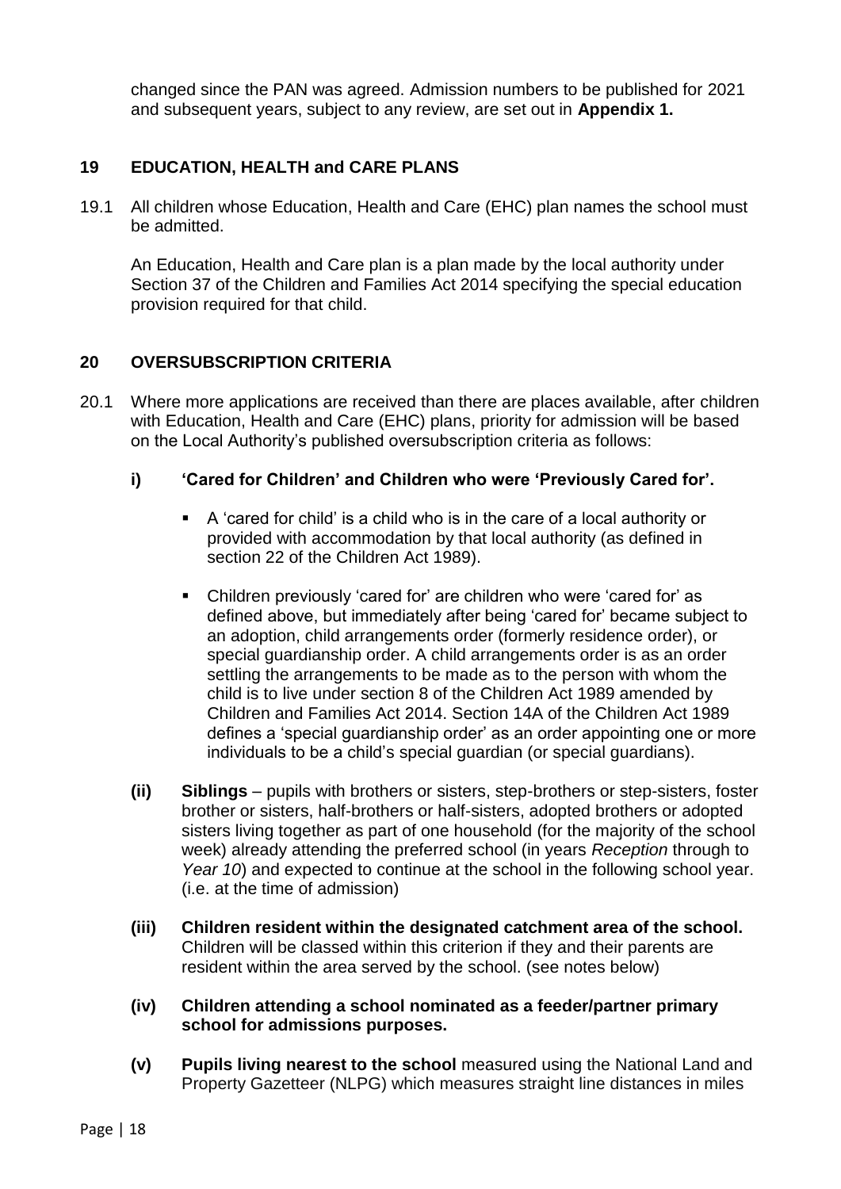changed since the PAN was agreed. Admission numbers to be published for 2021 and subsequent years, subject to any review, are set out in **Appendix 1.**

## 19 EDUCATION, HEALTH and CARE PLANS

19.1 All children whose Education, Health and Care (EHC) plan names the school must be admitted.

An Education, Health and Care plan is a plan made by the local authority under Section 37 of the Children and Families Act 2014 specifying the special education provision required for that child.

## 20 OVERSUBSCRIPTION CRITERIA

20.1 Where more applications are received than there are places available, after children with Education, Health and Care (EHC) plans, priority for admission will be based on the Local Authority's published oversubscription criteria as follows:

**i) 'Cared for Children' and Children who were 'Previously Cared for'.**

- A 'cared for child' is a child who is in the care of a local authority or provided with accommodation by that local authority (as defined in section 22 of the Children Act 1989).
- Children previously 'cared for' are children who were 'cared for' as defined above, but immediately after being 'cared for' became subject to an adoption, child arrangements order (formerly residence order), or special guardianship order. A child arrangements order is as an order settling the arrangements to be made as to the person with whom the child is to live under section 8 of the Children Act 1989 amended by Children and Families Act 2014. Section 14A of the Children Act 1989 defines a 'special guardianship order' as an order appointing one or more individuals to be a child's special guardian (or special guardians).

**(ii) Siblings** – pupils with brothers or sisters, step-brothers or step-sisters, foster brother or sisters, half-brothers or half-sisters, adopted brothers or adopted sisters living together as part of one household (for the majority of the school week) already attending the preferred school (in years *Reception* through to *Year 10*) and expected to continue at the school in the following school year. (i.e. at the time of admission)

**(iii) Children resident within the designated catchment area of the school.** Children will be classed within this criterion if they and their parents are resident within the area served by the school. (see notes below)

**(iv) Children attending a school nominated as a feeder/partner primary school for admissions purposes.**

**(v) Pupils living nearest to the school** measured using the National Land and Property Gazetteer (NLPG) which measures straight line distances in miles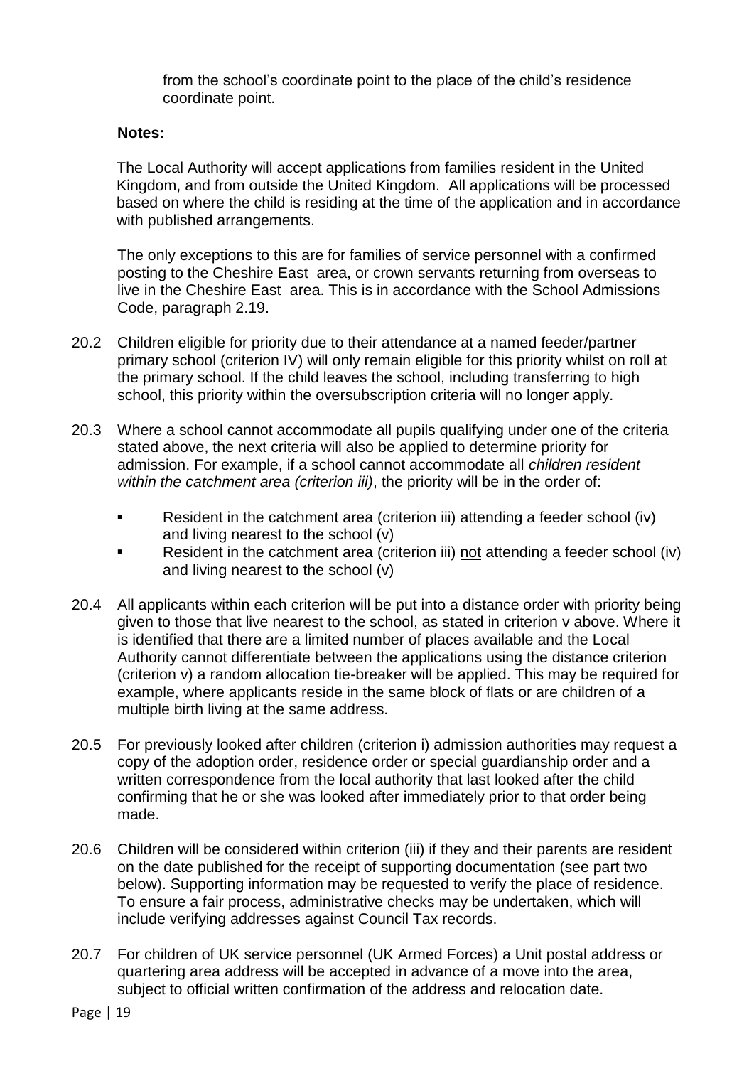from the school's coordinate point to the place of the child's residence coordinate point.

**Notes:**

The Local Authority will accept applications from families resident in the United Kingdom, and from outside the United Kingdom. All applications will be processed based on where the child is residing at the time of the application and in accordance with published arrangements.

The only exceptions to this are for families of service personnel with a confirmed posting to the Cheshire East area, or crown servants returning from overseas to live in the Cheshire East area. This is in accordance with the School Admissions Code, paragraph 2.19.

20.2 Children eligible for priority due to their attendance at a named feeder/partner primary school (criterion IV) will only remain eligible for this priority whilst on roll at the primary school. If the child leaves the school, including transferring to high school, this priority within the oversubscription criteria will no longer apply.

20.3 Where a school cannot accommodate all pupils qualifying under one of the criteria stated above, the next criteria will also be applied to determine priority for admission. For example, if a school cannot accommodate all *children resident within the catchment area (criterion iii)*, the priority will be in the order of:

- Resident in the catchment area (criterion iii) attending a feeder school (iv) and living nearest to the school (v)
- Resident in the catchment area (criterion iii) <u>not</u> attending a feeder school (iv) and living nearest to the school (v)

20.4 All applicants within each criterion will be put into a distance order with priority being given to those that live nearest to the school, as stated in criterion v above. Where it is identified that there are a limited number of places available and the Local Authority cannot differentiate between the applications using the distance criterion (criterion v) a random allocation tie-breaker will be applied. This may be required for example, where applicants reside in the same block of flats or are children of a multiple birth living at the same address.

20.5 For previously looked after children (criterion i) admission authorities may request a copy of the adoption order, residence order or special guardianship order and a written correspondence from the local authority that last looked after the child confirming that he or she was looked after immediately prior to that order being made.

20.6 Children will be considered within criterion (iii) if they and their parents are resident on the date published for the receipt of supporting documentation (see part two below). Supporting information may be requested to verify the place of residence. To ensure a fair process, administrative checks may be undertaken, which will include verifying addresses against Council Tax records.

20.7 For children of UK service personnel (UK Armed Forces) a Unit postal address or quartering area address will be accepted in advance of a move into the area, subject to official written confirmation of the address and relocation date.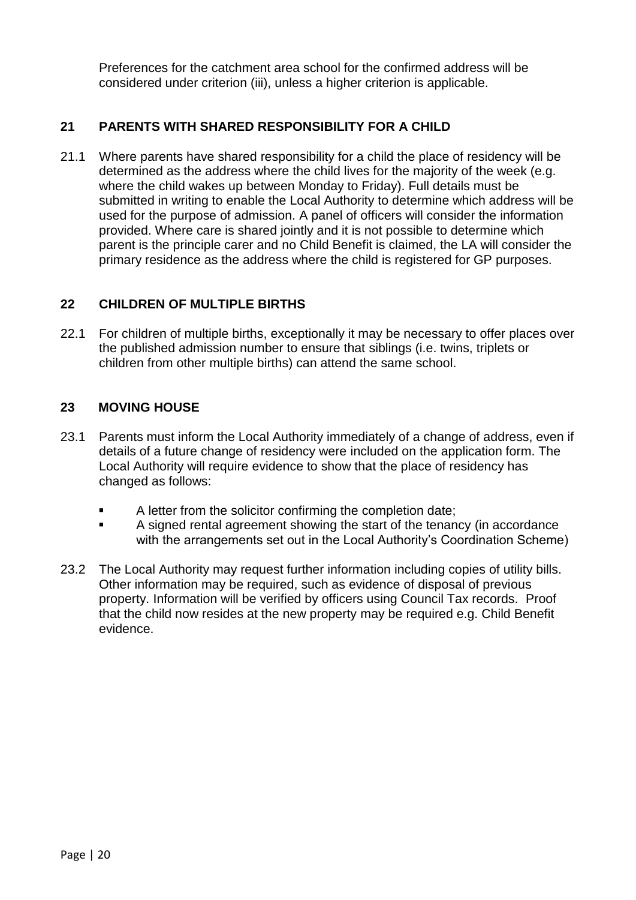Preferences for the catchment area school for the confirmed address will be considered under criterion (iii), unless a higher criterion is applicable.

## 21 PARENTS WITH SHARED RESPONSIBILITY FOR A CHILD

21.1 Where parents have shared responsibility for a child the place of residency will be determined as the address where the child lives for the majority of the week (e.g. where the child wakes up between Monday to Friday). Full details must be submitted in writing to enable the Local Authority to determine which address will be used for the purpose of admission. A panel of officers will consider the information provided. Where care is shared jointly and it is not possible to determine which parent is the principle carer and no Child Benefit is claimed, the LA will consider the primary residence as the address where the child is registered for GP purposes.

## 22 CHILDREN OF MULTIPLE BIRTHS

22.1 For children of multiple births, exceptionally it may be necessary to offer places over the published admission number to ensure that siblings (i.e. twins, triplets or children from other multiple births) can attend the same school.

## 23 MOVING HOUSE

23.1 Parents must inform the Local Authority immediately of a change of address, even if details of a future change of residency were included on the application form. The Local Authority will require evidence to show that the place of residency has changed as follows:

- A letter from the solicitor confirming the completion date;
- A signed rental agreement showing the start of the tenancy (in accordance with the arrangements set out in the Local Authority's Coordination Scheme)

23.2 The Local Authority may request further information including copies of utility bills. Other information may be required, such as evidence of disposal of previous property. Information will be verified by officers using Council Tax records. Proof that the child now resides at the new property may be required e.g. Child Benefit evidence.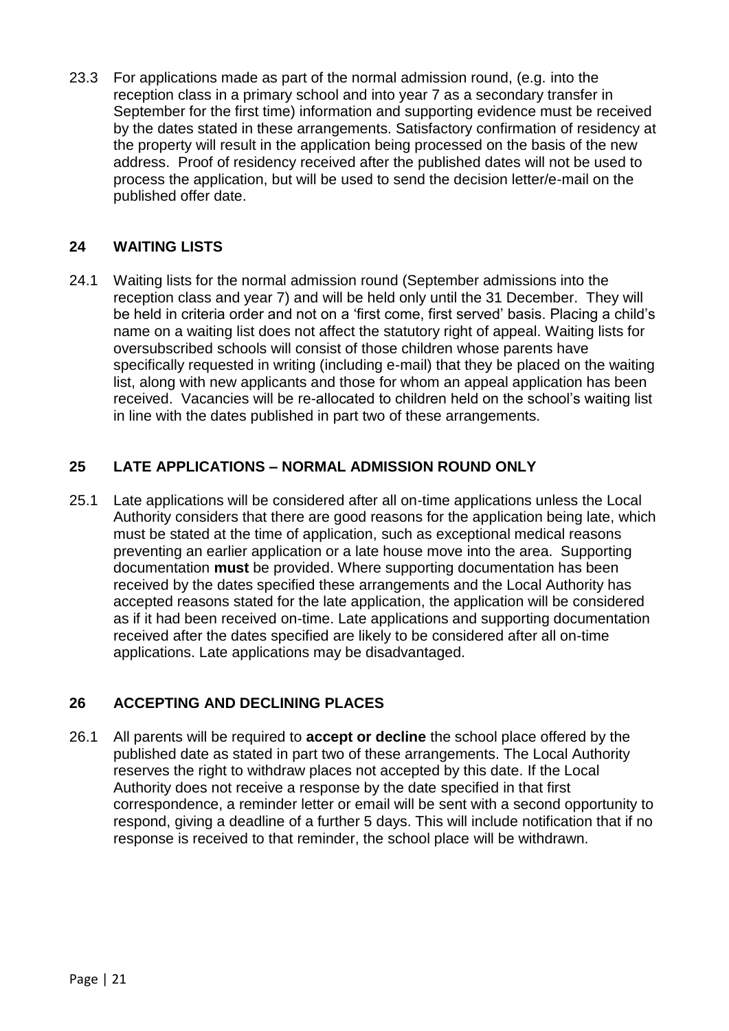23.3 For applications made as part of the normal admission round, (e.g. into the reception class in a primary school and into year 7 as a secondary transfer in September for the first time) information and supporting evidence must be received by the dates stated in these arrangements. Satisfactory confirmation of residency at the property will result in the application being processed on the basis of the new address. Proof of residency received after the published dates will not be used to process the application, but will be used to send the decision letter/e-mail on the published offer date.

## 24 WAITING LISTS

24.1 Waiting lists for the normal admission round (September admissions into the reception class and year 7) and will be held only until the 31 December. They will be held in criteria order and not on a 'first come, first served' basis. Placing a child's name on a waiting list does not affect the statutory right of appeal. Waiting lists for oversubscribed schools will consist of those children whose parents have specifically requested in writing (including e-mail) that they be placed on the waiting list, along with new applicants and those for whom an appeal application has been received. Vacancies will be re-allocated to children held on the school's waiting list in line with the dates published in part two of these arrangements.

## 25 LATE APPLICATIONS – NORMAL ADMISSION ROUND ONLY

25.1 Late applications will be considered after all on-time applications unless the Local Authority considers that there are good reasons for the application being late, which must be stated at the time of application, such as exceptional medical reasons preventing an earlier application or a late house move into the area. Supporting documentation **must** be provided. Where supporting documentation has been received by the dates specified these arrangements and the Local Authority has accepted reasons stated for the late application, the application will be considered as if it had been received on-time. Late applications and supporting documentation received after the dates specified are likely to be considered after all on-time applications. Late applications may be disadvantaged.

## 26 ACCEPTING AND DECLINING PLACES

26.1 All parents will be required to **accept or decline** the school place offered by the published date as stated in part two of these arrangements. The Local Authority reserves the right to withdraw places not accepted by this date. If the Local Authority does not receive a response by the date specified in that first correspondence, a reminder letter or email will be sent with a second opportunity to respond, giving a deadline of a further 5 days. This will include notification that if no response is received to that reminder, the school place will be withdrawn.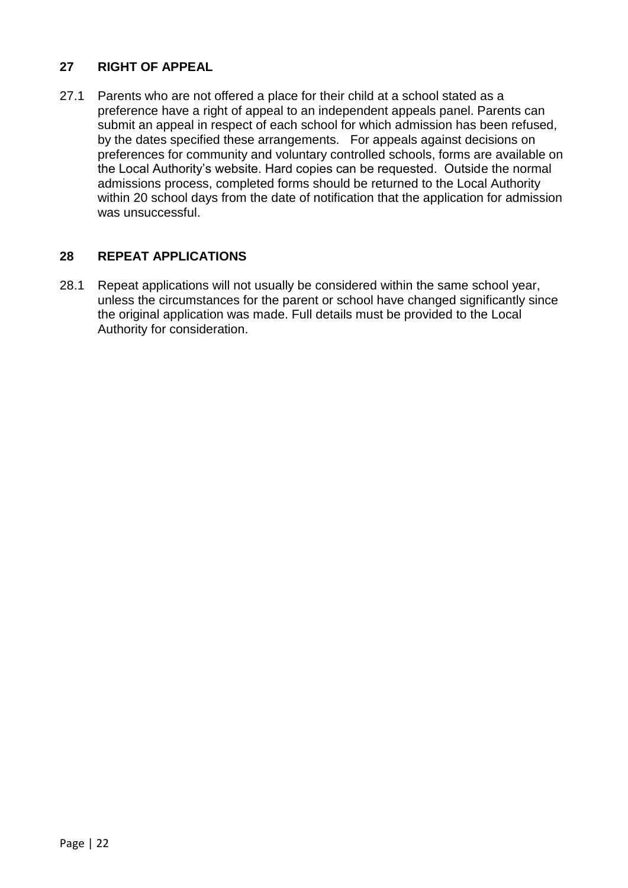## 27 RIGHT OF APPEAL

27.1 Parents who are not offered a place for their child at a school stated as a preference have a right of appeal to an independent appeals panel. Parents can submit an appeal in respect of each school for which admission has been refused, by the dates specified these arrangements. For appeals against decisions on preferences for community and voluntary controlled schools, forms are available on the Local Authority's website. Hard copies can be requested. Outside the normal admissions process, completed forms should be returned to the Local Authority within 20 school days from the date of notification that the application for admission was unsuccessful.

## 28 REPEAT APPLICATIONS

28.1 Repeat applications will not usually be considered within the same school year, unless the circumstances for the parent or school have changed significantly since the original application was made. Full details must be provided to the Local Authority for consideration.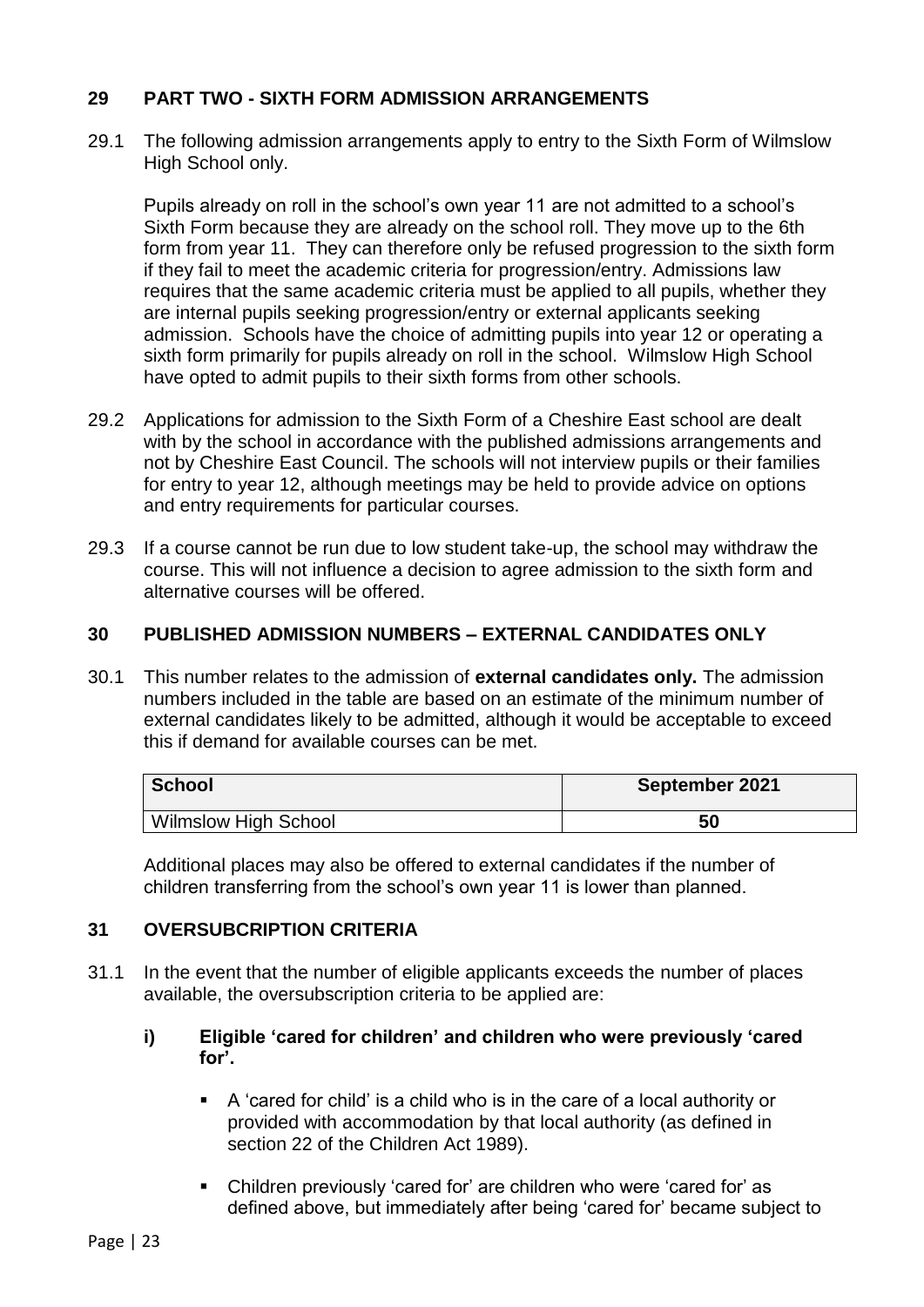## 29 PART TWO - SIXTH FORM ADMISSION ARRANGEMENTS

29.1 The following admission arrangements apply to entry to the Sixth Form of Wilmslow High School only.

Pupils already on roll in the school's own year 11 are not admitted to a school's Sixth Form because they are already on the school roll. They move up to the 6th form from year 11. They can therefore only be refused progression to the sixth form if they fail to meet the academic criteria for progression/entry. Admissions law requires that the same academic criteria must be applied to all pupils, whether they are internal pupils seeking progression/entry or external applicants seeking admission. Schools have the choice of admitting pupils into year 12 or operating a sixth form primarily for pupils already on roll in the school. Wilmslow High School have opted to admit pupils to their sixth forms from other schools.

29.2 Applications for admission to the Sixth Form of a Cheshire East school are dealt with by the school in accordance with the published admissions arrangements and not by Cheshire East Council. The schools will not interview pupils or their families for entry to year 12, although meetings may be held to provide advice on options and entry requirements for particular courses.

29.3 If a course cannot be run due to low student take-up, the school may withdraw the course. This will not influence a decision to agree admission to the sixth form and alternative courses will be offered.

## 30 PUBLISHED ADMISSION NUMBERS – EXTERNAL CANDIDATES ONLY

30.1 This number relates to the admission of **external candidates only.** The admission numbers included in the table are based on an estimate of the minimum number of external candidates likely to be admitted, although it would be acceptable to exceed this if demand for available courses can be met.

| School | September 2021 |
|---|---|
| Wilmslow High School | 50 |

Additional places may also be offered to external candidates if the number of children transferring from the school's own year 11 is lower than planned.

## 31 OVERSUBCRIPTION CRITERIA

31.1 In the event that the number of eligible applicants exceeds the number of places available, the oversubscription criteria to be applied are:

**i) Eligible 'cared for children' and children who were previously 'cared for'.**

- A 'cared for child' is a child who is in the care of a local authority or provided with accommodation by that local authority (as defined in section 22 of the Children Act 1989).
- Children previously 'cared for' are children who were 'cared for' as defined above, but immediately after being 'cared for' became subject to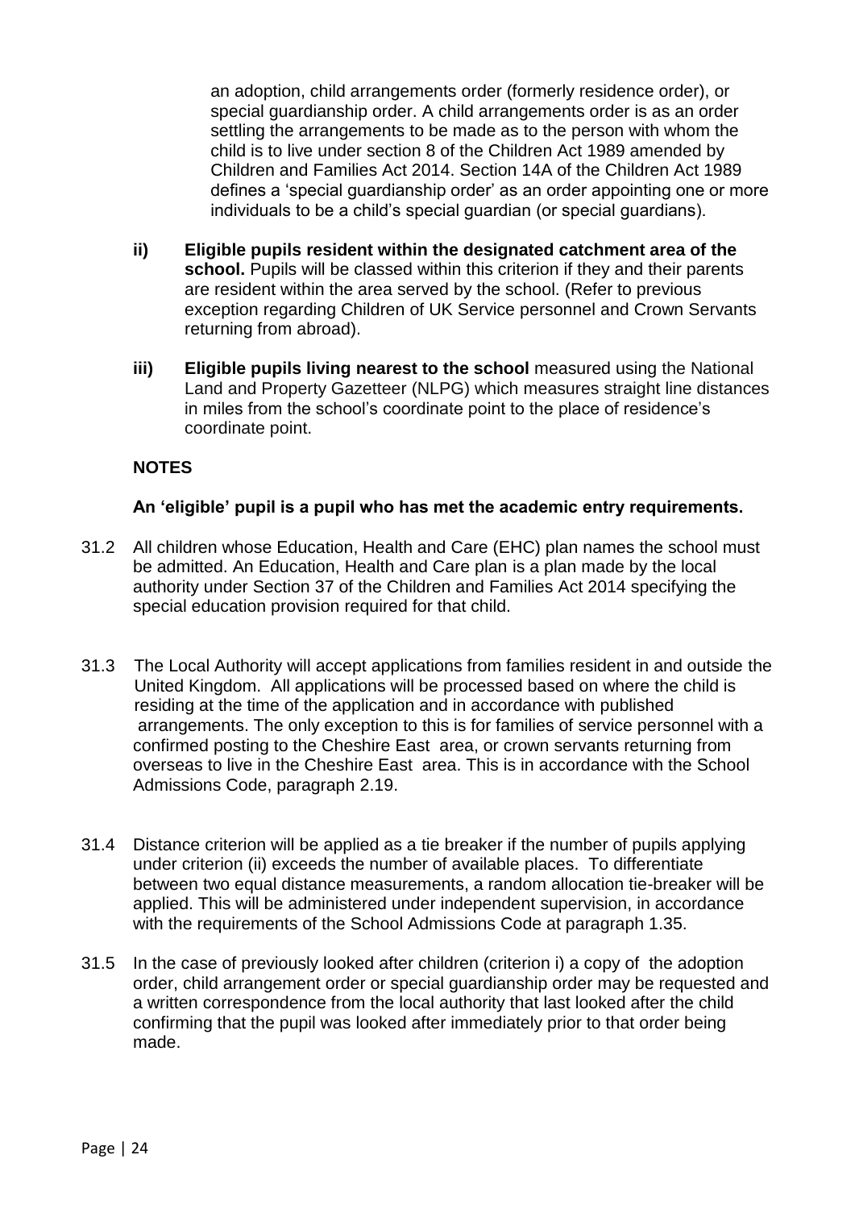an adoption, child arrangements order (formerly residence order), or special guardianship order. A child arrangements order is as an order settling the arrangements to be made as to the person with whom the child is to live under section 8 of the Children Act 1989 amended by Children and Families Act 2014. Section 14A of the Children Act 1989 defines a 'special guardianship order' as an order appointing one or more individuals to be a child's special guardian (or special guardians).

ii) **Eligible pupils resident within the designated catchment area of the school.** Pupils will be classed within this criterion if they and their parents are resident within the area served by the school. (Refer to previous exception regarding Children of UK Service personnel and Crown Servants returning from abroad).

iii) **Eligible pupils living nearest to the school** measured using the National Land and Property Gazetteer (NLPG) which measures straight line distances in miles from the school's coordinate point to the place of residence's coordinate point.

**NOTES**

**An 'eligible' pupil is a pupil who has met the academic entry requirements.**

31.2 All children whose Education, Health and Care (EHC) plan names the school must be admitted. An Education, Health and Care plan is a plan made by the local authority under Section 37 of the Children and Families Act 2014 specifying the special education provision required for that child.

31.3 The Local Authority will accept applications from families resident in and outside the United Kingdom. All applications will be processed based on where the child is residing at the time of the application and in accordance with published arrangements. The only exception to this is for families of service personnel with a confirmed posting to the Cheshire East area, or crown servants returning from overseas to live in the Cheshire East area. This is in accordance with the School Admissions Code, paragraph 2.19.

31.4 Distance criterion will be applied as a tie breaker if the number of pupils applying under criterion (ii) exceeds the number of available places. To differentiate between two equal distance measurements, a random allocation tie-breaker will be applied. This will be administered under independent supervision, in accordance with the requirements of the School Admissions Code at paragraph 1.35.

31.5 In the case of previously looked after children (criterion i) a copy of the adoption order, child arrangement order or special guardianship order may be requested and a written correspondence from the local authority that last looked after the child confirming that the pupil was looked after immediately prior to that order being made.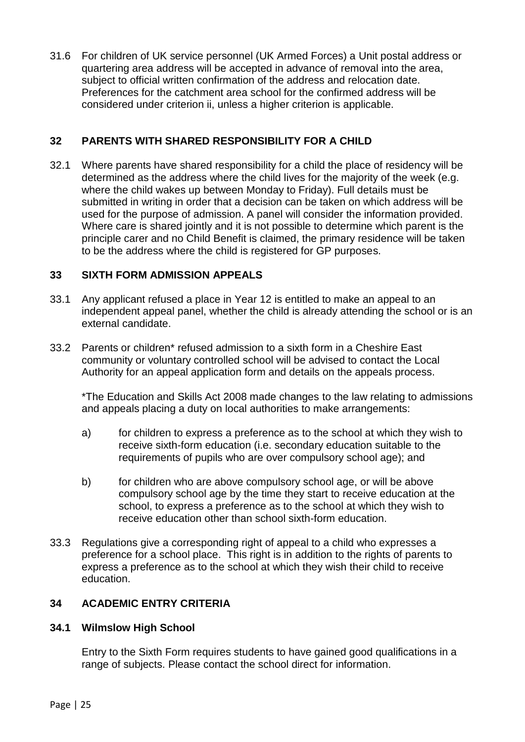31.6 For children of UK service personnel (UK Armed Forces) a Unit postal address or quartering area address will be accepted in advance of removal into the area, subject to official written confirmation of the address and relocation date. Preferences for the catchment area school for the confirmed address will be considered under criterion ii, unless a higher criterion is applicable.

## 32 PARENTS WITH SHARED RESPONSIBILITY FOR A CHILD

32.1 Where parents have shared responsibility for a child the place of residency will be determined as the address where the child lives for the majority of the week (e.g. where the child wakes up between Monday to Friday). Full details must be submitted in writing in order that a decision can be taken on which address will be used for the purpose of admission. A panel will consider the information provided. Where care is shared jointly and it is not possible to determine which parent is the principle carer and no Child Benefit is claimed, the primary residence will be taken to be the address where the child is registered for GP purposes.

## 33 SIXTH FORM ADMISSION APPEALS

33.1 Any applicant refused a place in Year 12 is entitled to make an appeal to an independent appeal panel, whether the child is already attending the school or is an external candidate.

33.2 Parents or children* refused admission to a sixth form in a Cheshire East community or voluntary controlled school will be advised to contact the Local Authority for an appeal application form and details on the appeals process.

*The Education and Skills Act 2008 made changes to the law relating to admissions and appeals placing a duty on local authorities to make arrangements:

a) for children to express a preference as to the school at which they wish to receive sixth-form education (i.e. secondary education suitable to the requirements of pupils who are over compulsory school age); and

b) for children who are above compulsory school age, or will be above compulsory school age by the time they start to receive education at the school, to express a preference as to the school at which they wish to receive education other than school sixth-form education.

33.3 Regulations give a corresponding right of appeal to a child who expresses a preference for a school place. This right is in addition to the rights of parents to express a preference as to the school at which they wish their child to receive education.

## 34 ACADEMIC ENTRY CRITERIA

### 34.1 Wilmslow High School

Entry to the Sixth Form requires students to have gained good qualifications in a range of subjects. Please contact the school direct for information.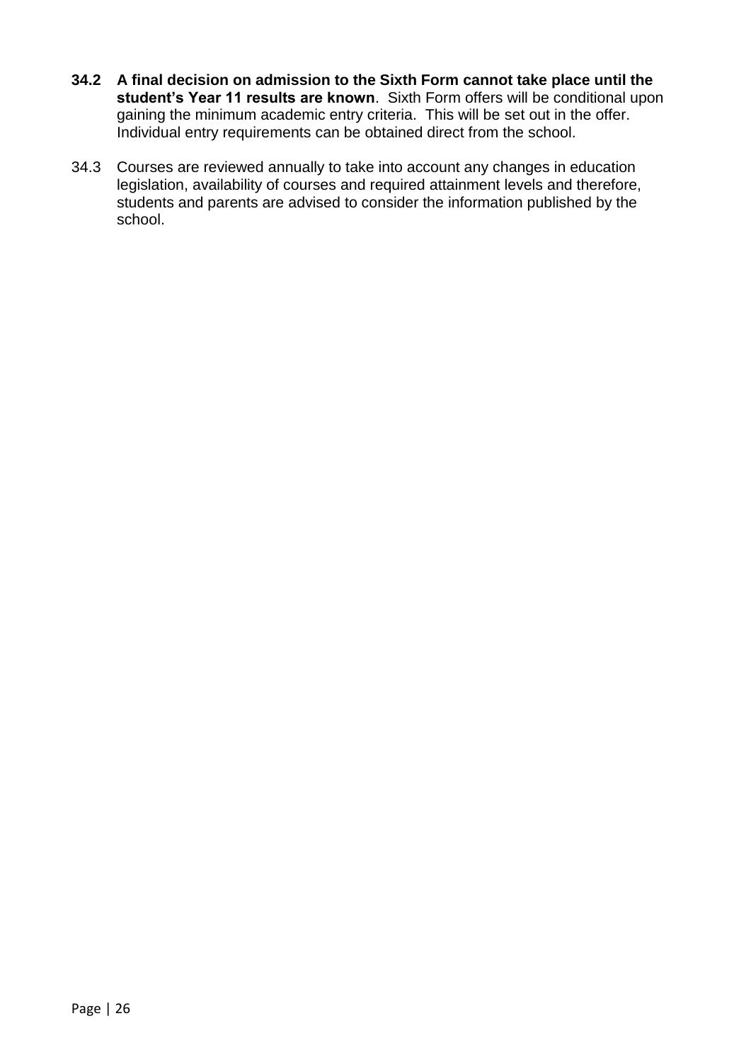**34.2 A final decision on admission to the Sixth Form cannot take place until the student's Year 11 results are known**. Sixth Form offers will be conditional upon gaining the minimum academic entry criteria. This will be set out in the offer. Individual entry requirements can be obtained direct from the school.

34.3 Courses are reviewed annually to take into account any changes in education legislation, availability of courses and required attainment levels and therefore, students and parents are advised to consider the information published by the school.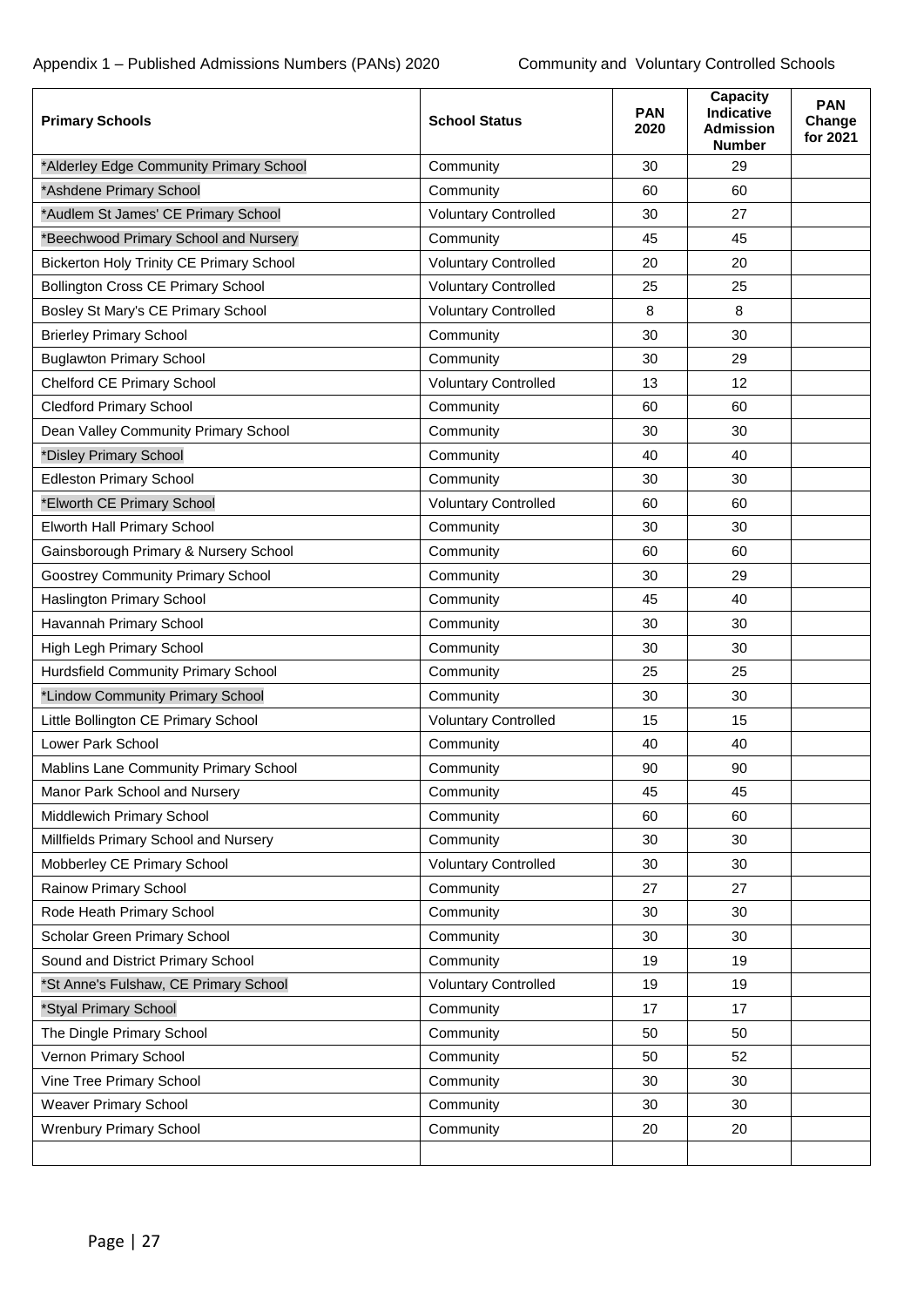Appendix 1 – Published Admissions Numbers (PANs) 2020 Community and Voluntary Controlled Schools

| Primary Schools | School Status | PAN 2020 | Capacity Indicative Admission Number | PAN Change for 2021 |
|---|---|---|---|---|
| *Alderley Edge Community Primary School | Community | 30 | 29 | |
| *Ashdene Primary School | Community | 60 | 60 | |
| *Audlem St James' CE Primary School | Voluntary Controlled | 30 | 27 | |
| *Beechwood Primary School and Nursery | Community | 45 | 45 | |
| Bickerton Holy Trinity CE Primary School | Voluntary Controlled | 20 | 20 | |
| Bollington Cross CE Primary School | Voluntary Controlled | 25 | 25 | |
| Bosley St Mary's CE Primary School | Voluntary Controlled | 8 | 8 | |
| Brierley Primary School | Community | 30 | 30 | |
| Buglawton Primary School | Community | 30 | 29 | |
| Chelford CE Primary School | Voluntary Controlled | 13 | 12 | |
| Cledford Primary School | Community | 60 | 60 | |
| Dean Valley Community Primary School | Community | 30 | 30 | |
| *Disley Primary School | Community | 40 | 40 | |
| Edleston Primary School | Community | 30 | 30 | |
| *Elworth CE Primary School | Voluntary Controlled | 60 | 60 | |
| Elworth Hall Primary School | Community | 30 | 30 | |
| Gainsborough Primary & Nursery School | Community | 60 | 60 | |
| Goostrey Community Primary School | Community | 30 | 29 | |
| Haslington Primary School | Community | 45 | 40 | |
| Havannah Primary School | Community | 30 | 30 | |
| High Legh Primary School | Community | 30 | 30 | |
| Hurdsfield Community Primary School | Community | 25 | 25 | |
| *Lindow Community Primary School | Community | 30 | 30 | |
| Little Bollington CE Primary School | Voluntary Controlled | 15 | 15 | |
| Lower Park School | Community | 40 | 40 | |
| Mablins Lane Community Primary School | Community | 90 | 90 | |
| Manor Park School and Nursery | Community | 45 | 45 | |
| Middlewich Primary School | Community | 60 | 60 | |
| Millfields Primary School and Nursery | Community | 30 | 30 | |
| Mobberley CE Primary School | Voluntary Controlled | 30 | 30 | |
| Rainow Primary School | Community | 27 | 27 | |
| Rode Heath Primary School | Community | 30 | 30 | |
| Scholar Green Primary School | Community | 30 | 30 | |
| Sound and District Primary School | Community | 19 | 19 | |
| *St Anne's Fulshaw, CE Primary School | Voluntary Controlled | 19 | 19 | |
| *Styal Primary School | Community | 17 | 17 | |
| The Dingle Primary School | Community | 50 | 50 | |
| Vernon Primary School | Community | 50 | 52 | |
| Vine Tree Primary School | Community | 30 | 30 | |
| Weaver Primary School | Community | 30 | 30 | |
| Wrenbury Primary School | Community | 20 | 20 | |
| | | | | |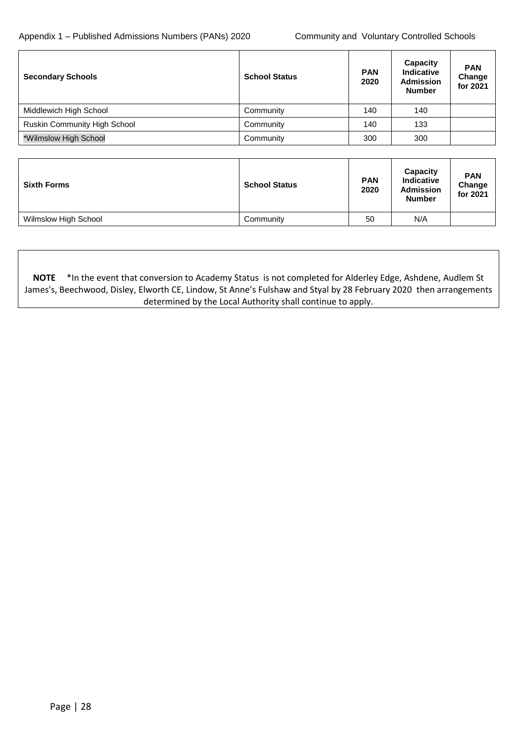Appendix 1 – Published Admissions Numbers (PANs) 2020 Community and Voluntary Controlled Schools

| Secondary Schools | School Status | PAN 2020 | Capacity Indicative Admission Number | PAN Change for 2021 |
|---|---|---|---|---|
| Middlewich High School | Community | 140 | 140 | |
| Ruskin Community High School | Community | 140 | 133 | |
| *Wilmslow High School | Community | 300 | 300 | |

| Sixth Forms | School Status | PAN 2020 | Capacity Indicative Admission Number | PAN Change for 2021 |
|---|---|---|---|---|
| Wilmslow High School | Community | 50 | N/A | |

**NOTE** *In the event that conversion to Academy Status is not completed for Alderley Edge, Ashdene, Audlem St James's, Beechwood, Disley, Elworth CE, Lindow, St Anne's Fulshaw and Styal by 28 February 2020 then arrangements determined by the Local Authority shall continue to apply.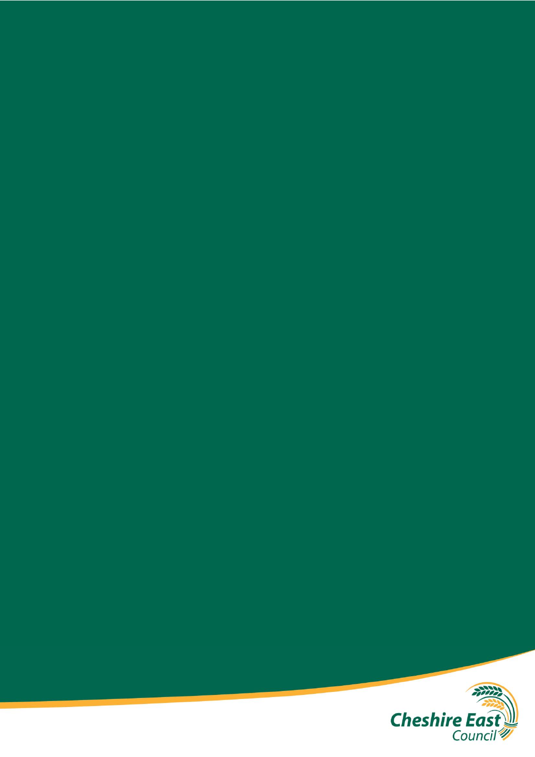Cheshire East Council